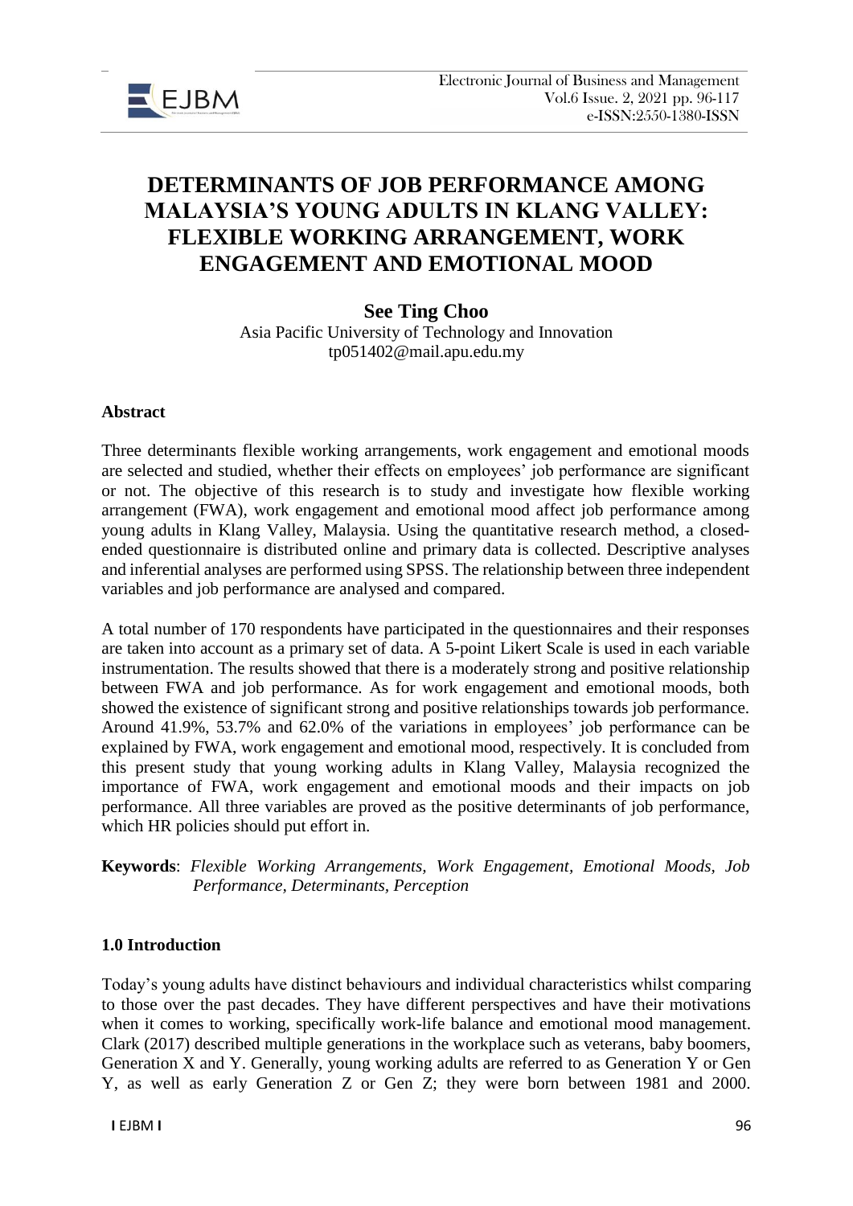# DETERMINANTS OF JOB PERFORMANCE AMONG MALAYSIA'S YOUNG ADULTS IN KLANG VALLEY: FLEXIBLE WORKING ARRANGEMENT, WORK ENGAGEMENT AND EMOTIONAL MOOD

**See Ting Choo**

Asia Pacific University of Technology and Innovation

tp051402@mail.apu.edu.my

### Abstract

Three determinants flexible working arrangements, work engagement and emotional moods are selected and studied, whether their effects on employees' job performance are significant or not. The objective of this research is to study and investigate how flexible working arrangement (FWA), work engagement and emotional mood affect job performance among young adults in Klang Valley, Malaysia. Using the quantitative research method, a closed-ended questionnaire is distributed online and primary data is collected. Descriptive analyses and inferential analyses are performed using SPSS. The relationship between three independent variables and job performance are analysed and compared.

A total number of 170 respondents have participated in the questionnaires and their responses are taken into account as a primary set of data. A 5-point Likert Scale is used in each variable instrumentation. The results showed that there is a moderately strong and positive relationship between FWA and job performance. As for work engagement and emotional moods, both showed the existence of significant strong and positive relationships towards job performance. Around 41.9%, 53.7% and 62.0% of the variations in employees' job performance can be explained by FWA, work engagement and emotional mood, respectively. It is concluded from this present study that young working adults in Klang Valley, Malaysia recognized the importance of FWA, work engagement and emotional moods and their impacts on job performance. All three variables are proved as the positive determinants of job performance, which HR policies should put effort in.

**Keywords**: *Flexible Working Arrangements, Work Engagement, Emotional Moods, Job Performance, Determinants, Perception*

### 1.0 Introduction

Today's young adults have distinct behaviours and individual characteristics whilst comparing to those over the past decades. They have different perspectives and have their motivations when it comes to working, specifically work-life balance and emotional mood management. Clark (2017) described multiple generations in the workplace such as veterans, baby boomers, Generation X and Y. Generally, young working adults are referred to as Generation Y or Gen Y, as well as early Generation Z or Gen Z; they were born between 1981 and 2000.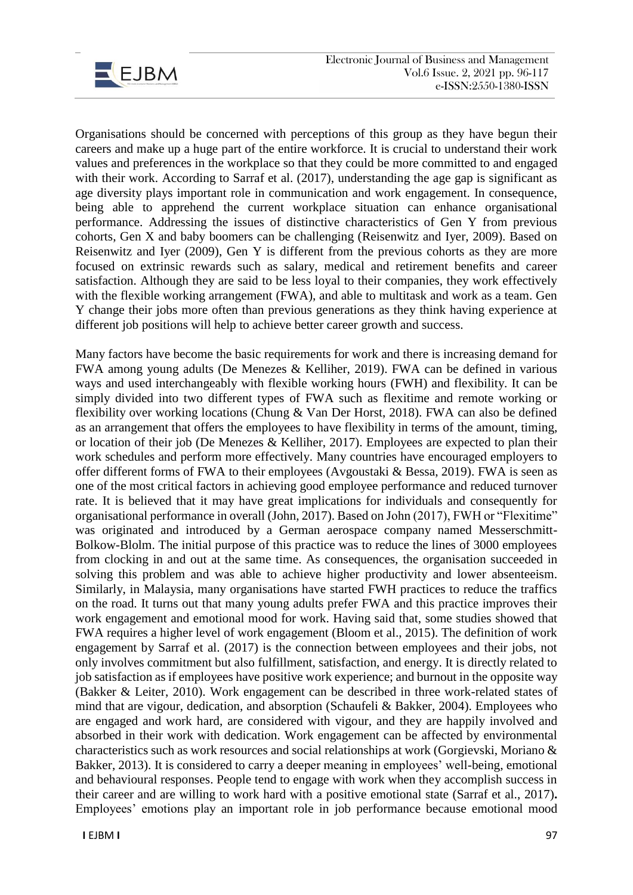Organisations should be concerned with perceptions of this group as they have begun their careers and make up a huge part of the entire workforce. It is crucial to understand their work values and preferences in the workplace so that they could be more committed to and engaged with their work. According to Sarraf et al. (2017), understanding the age gap is significant as age diversity plays important role in communication and work engagement. In consequence, being able to apprehend the current workplace situation can enhance organisational performance. Addressing the issues of distinctive characteristics of Gen Y from previous cohorts, Gen X and baby boomers can be challenging (Reisenwitz and Iyer, 2009). Based on Reisenwitz and Iyer (2009), Gen Y is different from the previous cohorts as they are more focused on extrinsic rewards such as salary, medical and retirement benefits and career satisfaction. Although they are said to be less loyal to their companies, they work effectively with the flexible working arrangement (FWA), and able to multitask and work as a team. Gen Y change their jobs more often than previous generations as they think having experience at different job positions will help to achieve better career growth and success.

Many factors have become the basic requirements for work and there is increasing demand for FWA among young adults (De Menezes & Kelliher, 2019). FWA can be defined in various ways and used interchangeably with flexible working hours (FWH) and flexibility. It can be simply divided into two different types of FWA such as flexitime and remote working or flexibility over working locations (Chung & Van Der Horst, 2018). FWA can also be defined as an arrangement that offers the employees to have flexibility in terms of the amount, timing, or location of their job (De Menezes & Kelliher, 2017). Employees are expected to plan their work schedules and perform more effectively. Many countries have encouraged employers to offer different forms of FWA to their employees (Avgoustaki & Bessa, 2019). FWA is seen as one of the most critical factors in achieving good employee performance and reduced turnover rate. It is believed that it may have great implications for individuals and consequently for organisational performance in overall (John, 2017). Based on John (2017), FWH or "Flexitime" was originated and introduced by a German aerospace company named Messerschmitt-Bolkow-Blolm. The initial purpose of this practice was to reduce the lines of 3000 employees from clocking in and out at the same time. As consequences, the organisation succeeded in solving this problem and was able to achieve higher productivity and lower absenteeism. Similarly, in Malaysia, many organisations have started FWH practices to reduce the traffics on the road. It turns out that many young adults prefer FWA and this practice improves their work engagement and emotional mood for work. Having said that, some studies showed that FWA requires a higher level of work engagement (Bloom et al., 2015). The definition of work engagement by Sarraf et al. (2017) is the connection between employees and their jobs, not only involves commitment but also fulfillment, satisfaction, and energy. It is directly related to job satisfaction as if employees have positive work experience; and burnout in the opposite way (Bakker & Leiter, 2010). Work engagement can be described in three work-related states of mind that are vigour, dedication, and absorption (Schaufeli & Bakker, 2004). Employees who are engaged and work hard, are considered with vigour, and they are happily involved and absorbed in their work with dedication. Work engagement can be affected by environmental characteristics such as work resources and social relationships at work (Gorgievski, Moriano & Bakker, 2013). It is considered to carry a deeper meaning in employees' well-being, emotional and behavioural responses. People tend to engage with work when they accomplish success in their career and are willing to work hard with a positive emotional state (Sarraf et al., 2017)**.** Employees' emotions play an important role in job performance because emotional mood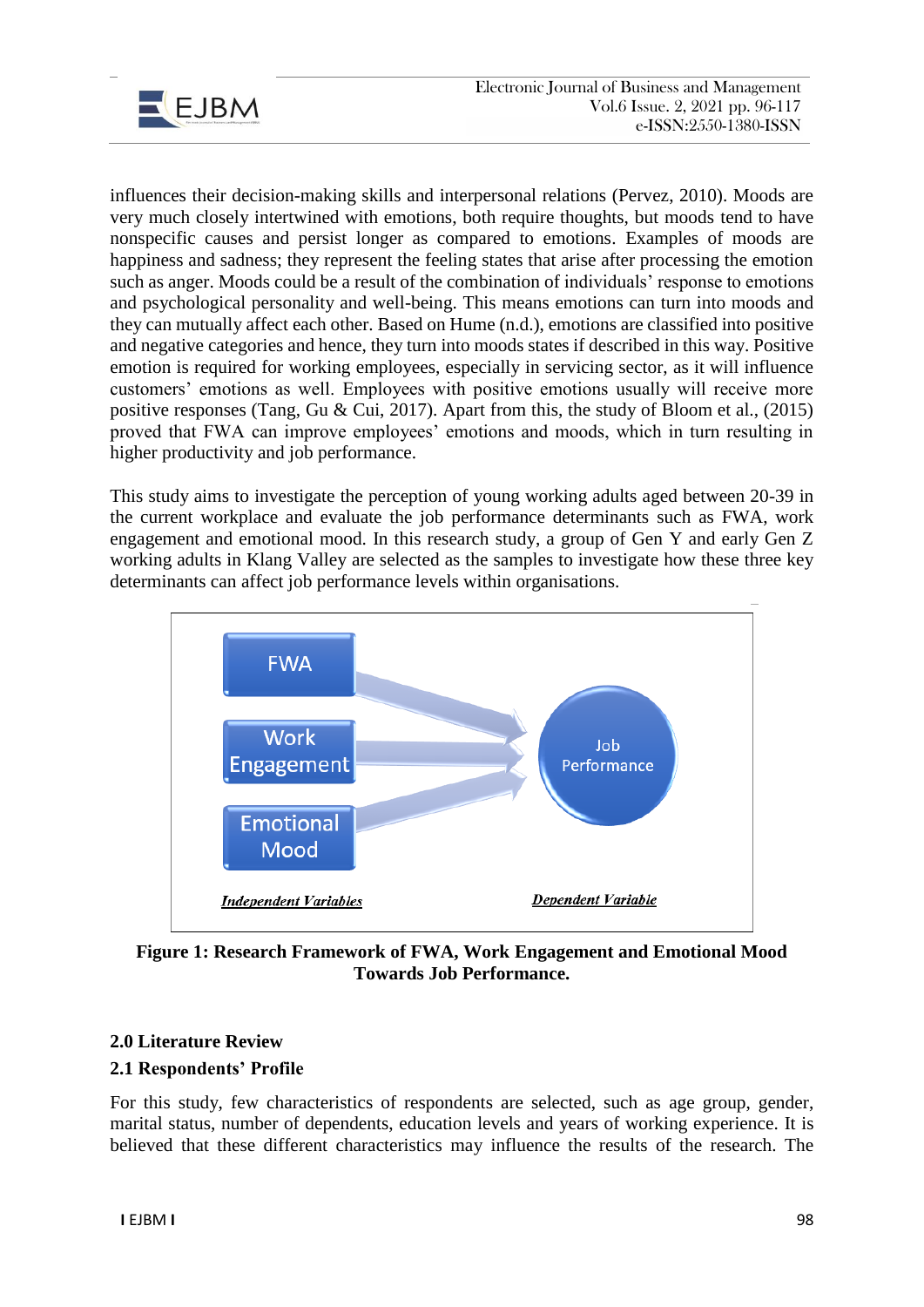influences their decision-making skills and interpersonal relations (Pervez, 2010). Moods are very much closely intertwined with emotions, both require thoughts, but moods tend to have nonspecific causes and persist longer as compared to emotions. Examples of moods are happiness and sadness; they represent the feeling states that arise after processing the emotion such as anger. Moods could be a result of the combination of individuals' response to emotions and psychological personality and well-being. This means emotions can turn into moods and they can mutually affect each other. Based on Hume (n.d.), emotions are classified into positive and negative categories and hence, they turn into moods states if described in this way. Positive emotion is required for working employees, especially in servicing sector, as it will influence customers' emotions as well. Employees with positive emotions usually will receive more positive responses (Tang, Gu & Cui, 2017). Apart from this, the study of Bloom et al., (2015) proved that FWA can improve employees' emotions and moods, which in turn resulting in higher productivity and job performance.

This study aims to investigate the perception of young working adults aged between 20-39 in the current workplace and evaluate the job performance determinants such as FWA, work engagement and emotional mood. In this research study, a group of Gen Y and early Gen Z working adults in Klang Valley are selected as the samples to investigate how these three key determinants can affect job performance levels within organisations.

FWA

Work Engagement

Emotional Mood

Job Performance

*Independent Variables*

*Dependent Variable*

**Figure 1: Research Framework of FWA, Work Engagement and Emotional Mood Towards Job Performance.**

## 2.0 Literature Review

### 2.1 Respondents' Profile

For this study, few characteristics of respondents are selected, such as age group, gender, marital status, number of dependents, education levels and years of working experience. It is believed that these different characteristics may influence the results of the research. The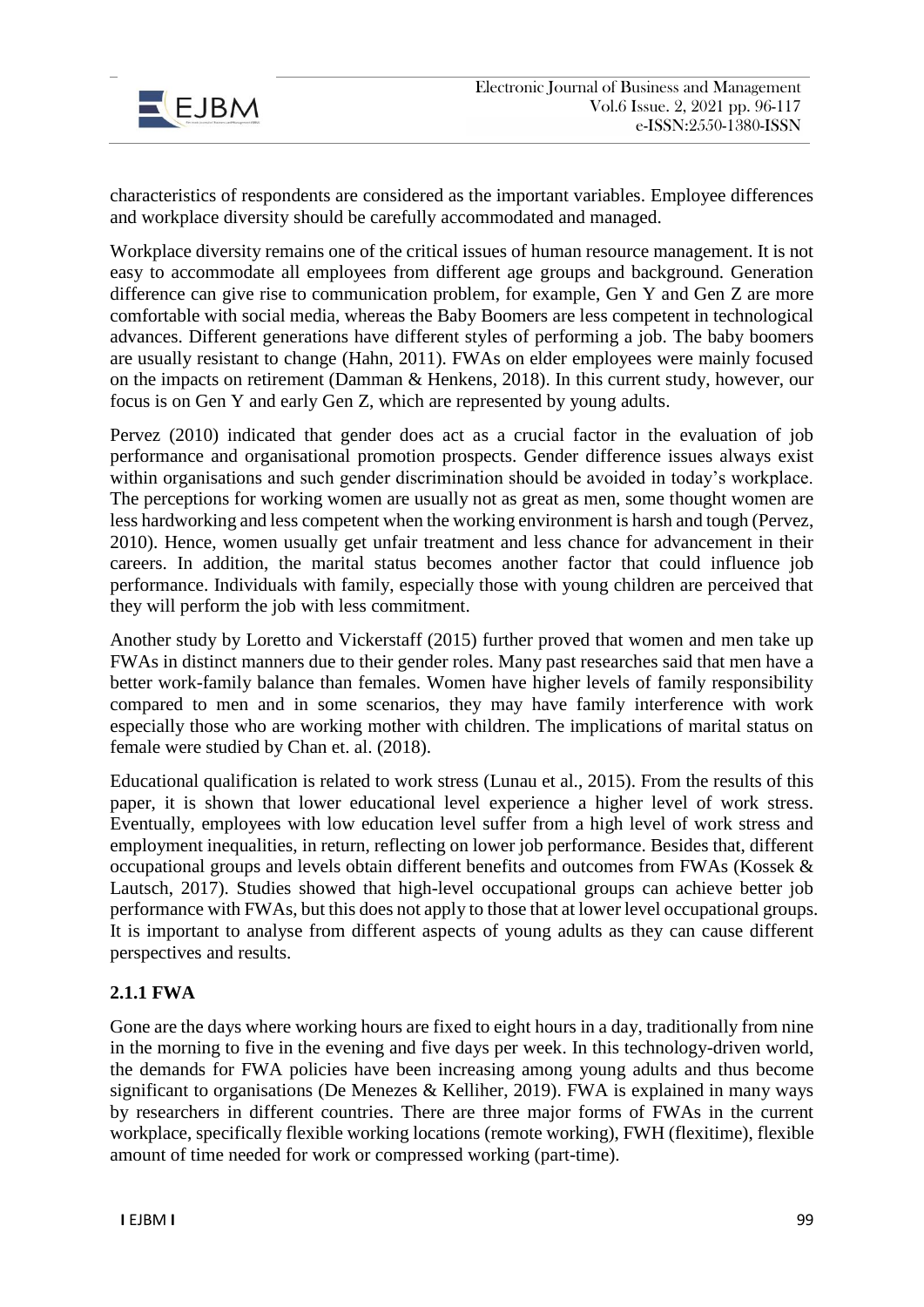characteristics of respondents are considered as the important variables. Employee differences and workplace diversity should be carefully accommodated and managed.

Workplace diversity remains one of the critical issues of human resource management. It is not easy to accommodate all employees from different age groups and background. Generation difference can give rise to communication problem, for example, Gen Y and Gen Z are more comfortable with social media, whereas the Baby Boomers are less competent in technological advances. Different generations have different styles of performing a job. The baby boomers are usually resistant to change (Hahn, 2011). FWAs on elder employees were mainly focused on the impacts on retirement (Damman & Henkens, 2018). In this current study, however, our focus is on Gen Y and early Gen Z, which are represented by young adults.

Pervez (2010) indicated that gender does act as a crucial factor in the evaluation of job performance and organisational promotion prospects. Gender difference issues always exist within organisations and such gender discrimination should be avoided in today's workplace. The perceptions for working women are usually not as great as men, some thought women are less hardworking and less competent when the working environment is harsh and tough (Pervez, 2010). Hence, women usually get unfair treatment and less chance for advancement in their careers. In addition, the marital status becomes another factor that could influence job performance. Individuals with family, especially those with young children are perceived that they will perform the job with less commitment.

Another study by Loretto and Vickerstaff (2015) further proved that women and men take up FWAs in distinct manners due to their gender roles. Many past researches said that men have a better work-family balance than females. Women have higher levels of family responsibility compared to men and in some scenarios, they may have family interference with work especially those who are working mother with children. The implications of marital status on female were studied by Chan et. al. (2018).

Educational qualification is related to work stress (Lunau et al., 2015). From the results of this paper, it is shown that lower educational level experience a higher level of work stress. Eventually, employees with low education level suffer from a high level of work stress and employment inequalities, in return, reflecting on lower job performance. Besides that, different occupational groups and levels obtain different benefits and outcomes from FWAs (Kossek & Lautsch, 2017). Studies showed that high-level occupational groups can achieve better job performance with FWAs, but this does not apply to those that at lower level occupational groups. It is important to analyse from different aspects of young adults as they can cause different perspectives and results.

### 2.1.1 FWA

Gone are the days where working hours are fixed to eight hours in a day, traditionally from nine in the morning to five in the evening and five days per week. In this technology-driven world, the demands for FWA policies have been increasing among young adults and thus become significant to organisations (De Menezes & Kelliher, 2019). FWA is explained in many ways by researchers in different countries. There are three major forms of FWAs in the current workplace, specifically flexible working locations (remote working), FWH (flexitime), flexible amount of time needed for work or compressed working (part-time).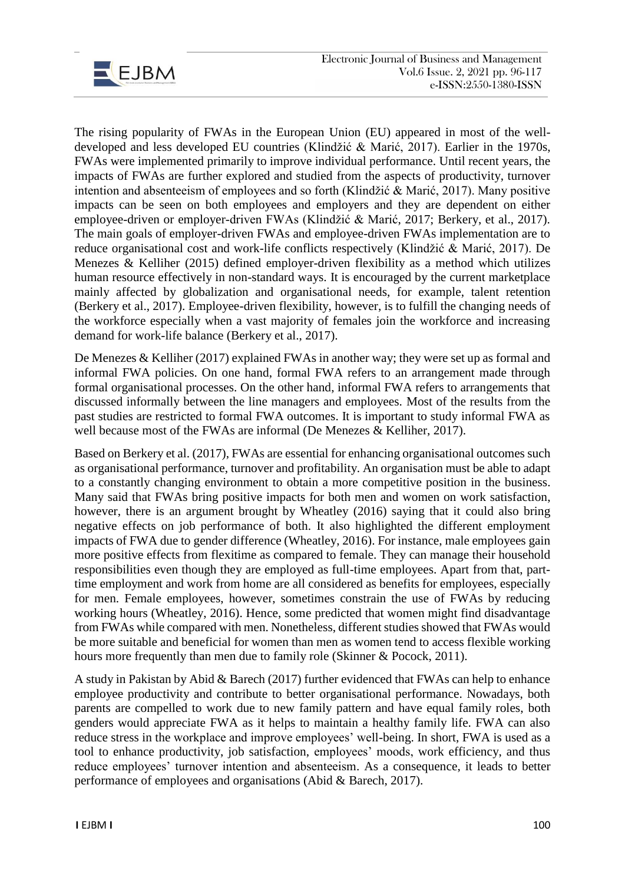The rising popularity of FWAs in the European Union (EU) appeared in most of the well-developed and less developed EU countries (Klindžić & Marić, 2017). Earlier in the 1970s, FWAs were implemented primarily to improve individual performance. Until recent years, the impacts of FWAs are further explored and studied from the aspects of productivity, turnover intention and absenteeism of employees and so forth (Klindžić & Marić, 2017). Many positive impacts can be seen on both employees and employers and they are dependent on either employee-driven or employer-driven FWAs (Klindžić & Marić, 2017; Berkery, et al., 2017). The main goals of employer-driven FWAs and employee-driven FWAs implementation are to reduce organisational cost and work-life conflicts respectively (Klindžić & Marić, 2017). De Menezes & Kelliher (2015) defined employer-driven flexibility as a method which utilizes human resource effectively in non-standard ways. It is encouraged by the current marketplace mainly affected by globalization and organisational needs, for example, talent retention (Berkery et al., 2017). Employee-driven flexibility, however, is to fulfill the changing needs of the workforce especially when a vast majority of females join the workforce and increasing demand for work-life balance (Berkery et al., 2017).

De Menezes & Kelliher (2017) explained FWAs in another way; they were set up as formal and informal FWA policies. On one hand, formal FWA refers to an arrangement made through formal organisational processes. On the other hand, informal FWA refers to arrangements that discussed informally between the line managers and employees. Most of the results from the past studies are restricted to formal FWA outcomes. It is important to study informal FWA as well because most of the FWAs are informal (De Menezes & Kelliher, 2017).

Based on Berkery et al. (2017), FWAs are essential for enhancing organisational outcomes such as organisational performance, turnover and profitability. An organisation must be able to adapt to a constantly changing environment to obtain a more competitive position in the business. Many said that FWAs bring positive impacts for both men and women on work satisfaction, however, there is an argument brought by Wheatley (2016) saying that it could also bring negative effects on job performance of both. It also highlighted the different employment impacts of FWA due to gender difference (Wheatley, 2016). For instance, male employees gain more positive effects from flexitime as compared to female. They can manage their household responsibilities even though they are employed as full-time employees. Apart from that, part-time employment and work from home are all considered as benefits for employees, especially for men. Female employees, however, sometimes constrain the use of FWAs by reducing working hours (Wheatley, 2016). Hence, some predicted that women might find disadvantage from FWAs while compared with men. Nonetheless, different studies showed that FWAs would be more suitable and beneficial for women than men as women tend to access flexible working hours more frequently than men due to family role (Skinner & Pocock, 2011).

A study in Pakistan by Abid & Barech (2017) further evidenced that FWAs can help to enhance employee productivity and contribute to better organisational performance. Nowadays, both parents are compelled to work due to new family pattern and have equal family roles, both genders would appreciate FWA as it helps to maintain a healthy family life. FWA can also reduce stress in the workplace and improve employees' well-being. In short, FWA is used as a tool to enhance productivity, job satisfaction, employees' moods, work efficiency, and thus reduce employees' turnover intention and absenteeism. As a consequence, it leads to better performance of employees and organisations (Abid & Barech, 2017).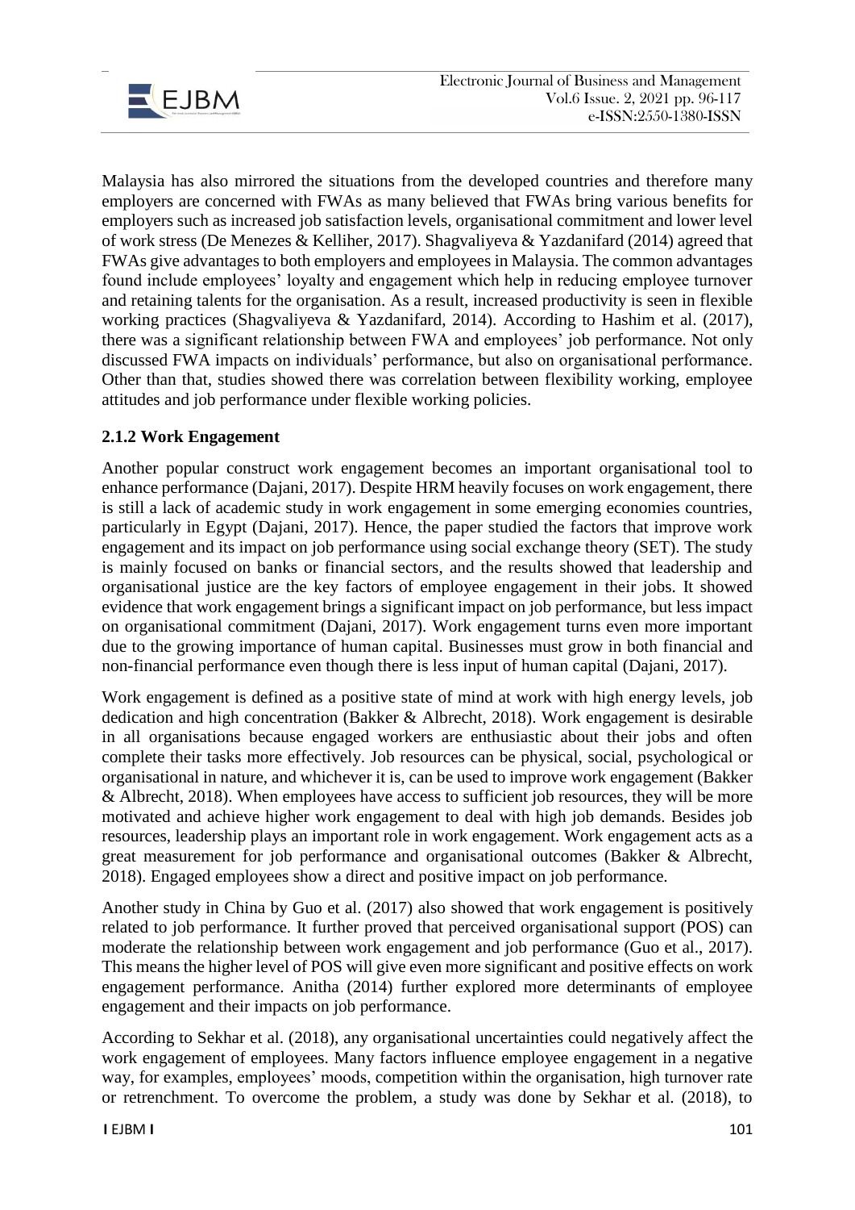Malaysia has also mirrored the situations from the developed countries and therefore many employers are concerned with FWAs as many believed that FWAs bring various benefits for employers such as increased job satisfaction levels, organisational commitment and lower level of work stress (De Menezes & Kelliher, 2017). Shagvaliyeva & Yazdanifard (2014) agreed that FWAs give advantages to both employers and employees in Malaysia. The common advantages found include employees' loyalty and engagement which help in reducing employee turnover and retaining talents for the organisation. As a result, increased productivity is seen in flexible working practices (Shagvaliyeva & Yazdanifard, 2014). According to Hashim et al. (2017), there was a significant relationship between FWA and employees' job performance. Not only discussed FWA impacts on individuals' performance, but also on organisational performance. Other than that, studies showed there was correlation between flexibility working, employee attitudes and job performance under flexible working policies.

### 2.1.2 Work Engagement

Another popular construct work engagement becomes an important organisational tool to enhance performance (Dajani, 2017). Despite HRM heavily focuses on work engagement, there is still a lack of academic study in work engagement in some emerging economies countries, particularly in Egypt (Dajani, 2017). Hence, the paper studied the factors that improve work engagement and its impact on job performance using social exchange theory (SET). The study is mainly focused on banks or financial sectors, and the results showed that leadership and organisational justice are the key factors of employee engagement in their jobs. It showed evidence that work engagement brings a significant impact on job performance, but less impact on organisational commitment (Dajani, 2017). Work engagement turns even more important due to the growing importance of human capital. Businesses must grow in both financial and non-financial performance even though there is less input of human capital (Dajani, 2017).

Work engagement is defined as a positive state of mind at work with high energy levels, job dedication and high concentration (Bakker & Albrecht, 2018). Work engagement is desirable in all organisations because engaged workers are enthusiastic about their jobs and often complete their tasks more effectively. Job resources can be physical, social, psychological or organisational in nature, and whichever it is, can be used to improve work engagement (Bakker & Albrecht, 2018). When employees have access to sufficient job resources, they will be more motivated and achieve higher work engagement to deal with high job demands. Besides job resources, leadership plays an important role in work engagement. Work engagement acts as a great measurement for job performance and organisational outcomes (Bakker & Albrecht, 2018). Engaged employees show a direct and positive impact on job performance.

Another study in China by Guo et al. (2017) also showed that work engagement is positively related to job performance. It further proved that perceived organisational support (POS) can moderate the relationship between work engagement and job performance (Guo et al., 2017). This means the higher level of POS will give even more significant and positive effects on work engagement performance. Anitha (2014) further explored more determinants of employee engagement and their impacts on job performance.

According to Sekhar et al. (2018), any organisational uncertainties could negatively affect the work engagement of employees. Many factors influence employee engagement in a negative way, for examples, employees' moods, competition within the organisation, high turnover rate or retrenchment. To overcome the problem, a study was done by Sekhar et al. (2018), to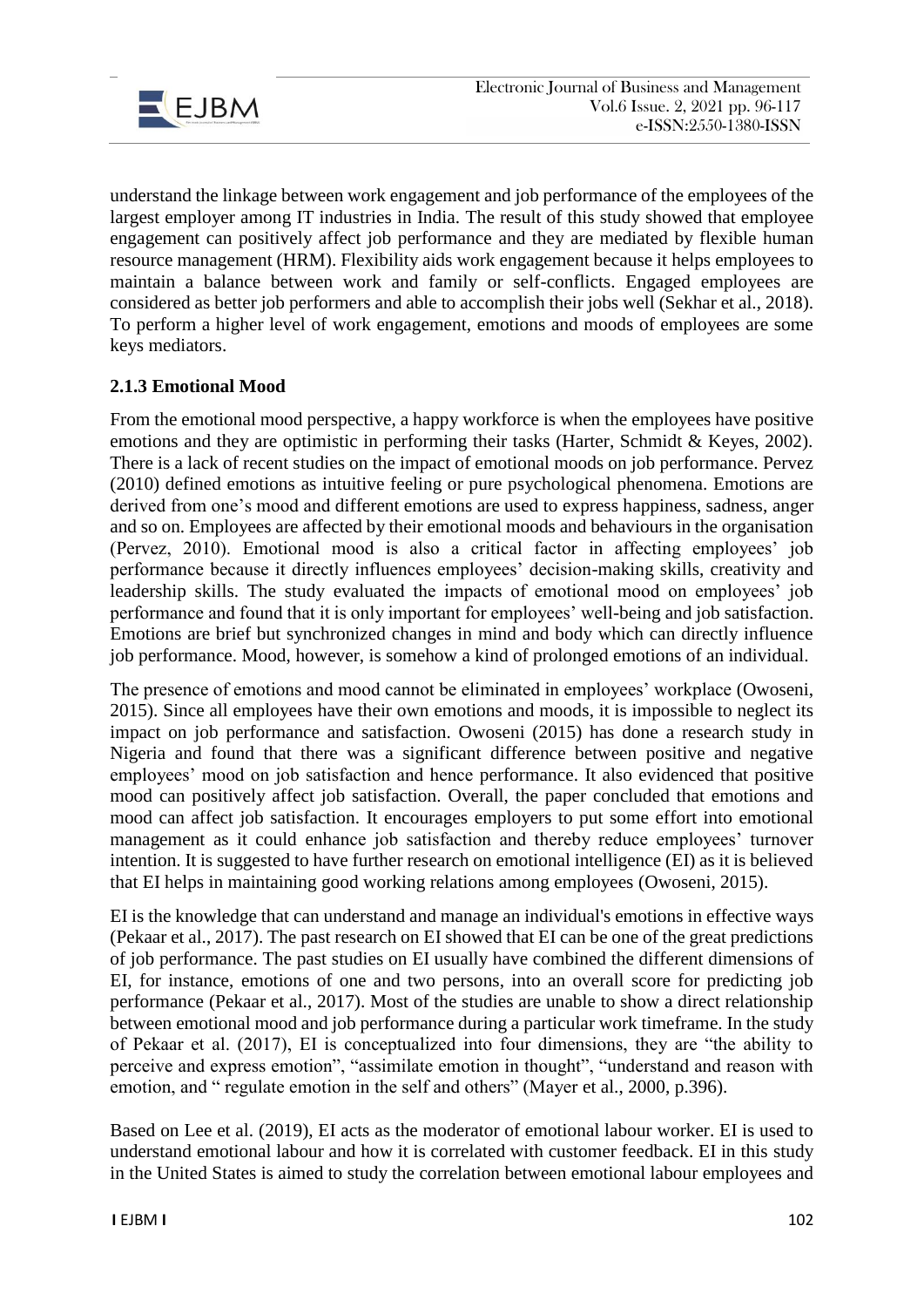understand the linkage between work engagement and job performance of the employees of the largest employer among IT industries in India. The result of this study showed that employee engagement can positively affect job performance and they are mediated by flexible human resource management (HRM). Flexibility aids work engagement because it helps employees to maintain a balance between work and family or self-conflicts. Engaged employees are considered as better job performers and able to accomplish their jobs well (Sekhar et al., 2018). To perform a higher level of work engagement, emotions and moods of employees are some keys mediators.

### 2.1.3 Emotional Mood

From the emotional mood perspective, a happy workforce is when the employees have positive emotions and they are optimistic in performing their tasks (Harter, Schmidt & Keyes, 2002). There is a lack of recent studies on the impact of emotional moods on job performance. Pervez (2010) defined emotions as intuitive feeling or pure psychological phenomena. Emotions are derived from one's mood and different emotions are used to express happiness, sadness, anger and so on. Employees are affected by their emotional moods and behaviours in the organisation (Pervez, 2010). Emotional mood is also a critical factor in affecting employees' job performance because it directly influences employees' decision-making skills, creativity and leadership skills. The study evaluated the impacts of emotional mood on employees' job performance and found that it is only important for employees' well-being and job satisfaction. Emotions are brief but synchronized changes in mind and body which can directly influence job performance. Mood, however, is somehow a kind of prolonged emotions of an individual.

The presence of emotions and mood cannot be eliminated in employees' workplace (Owoseni, 2015). Since all employees have their own emotions and moods, it is impossible to neglect its impact on job performance and satisfaction. Owoseni (2015) has done a research study in Nigeria and found that there was a significant difference between positive and negative employees' mood on job satisfaction and hence performance. It also evidenced that positive mood can positively affect job satisfaction. Overall, the paper concluded that emotions and mood can affect job satisfaction. It encourages employers to put some effort into emotional management as it could enhance job satisfaction and thereby reduce employees' turnover intention. It is suggested to have further research on emotional intelligence (EI) as it is believed that EI helps in maintaining good working relations among employees (Owoseni, 2015).

EI is the knowledge that can understand and manage an individual's emotions in effective ways (Pekaar et al., 2017). The past research on EI showed that EI can be one of the great predictions of job performance. The past studies on EI usually have combined the different dimensions of EI, for instance, emotions of one and two persons, into an overall score for predicting job performance (Pekaar et al., 2017). Most of the studies are unable to show a direct relationship between emotional mood and job performance during a particular work timeframe. In the study of Pekaar et al. (2017), EI is conceptualized into four dimensions, they are "the ability to perceive and express emotion", "assimilate emotion in thought", "understand and reason with emotion, and " regulate emotion in the self and others" (Mayer et al., 2000, p.396).

Based on Lee et al. (2019), EI acts as the moderator of emotional labour worker. EI is used to understand emotional labour and how it is correlated with customer feedback. EI in this study in the United States is aimed to study the correlation between emotional labour employees and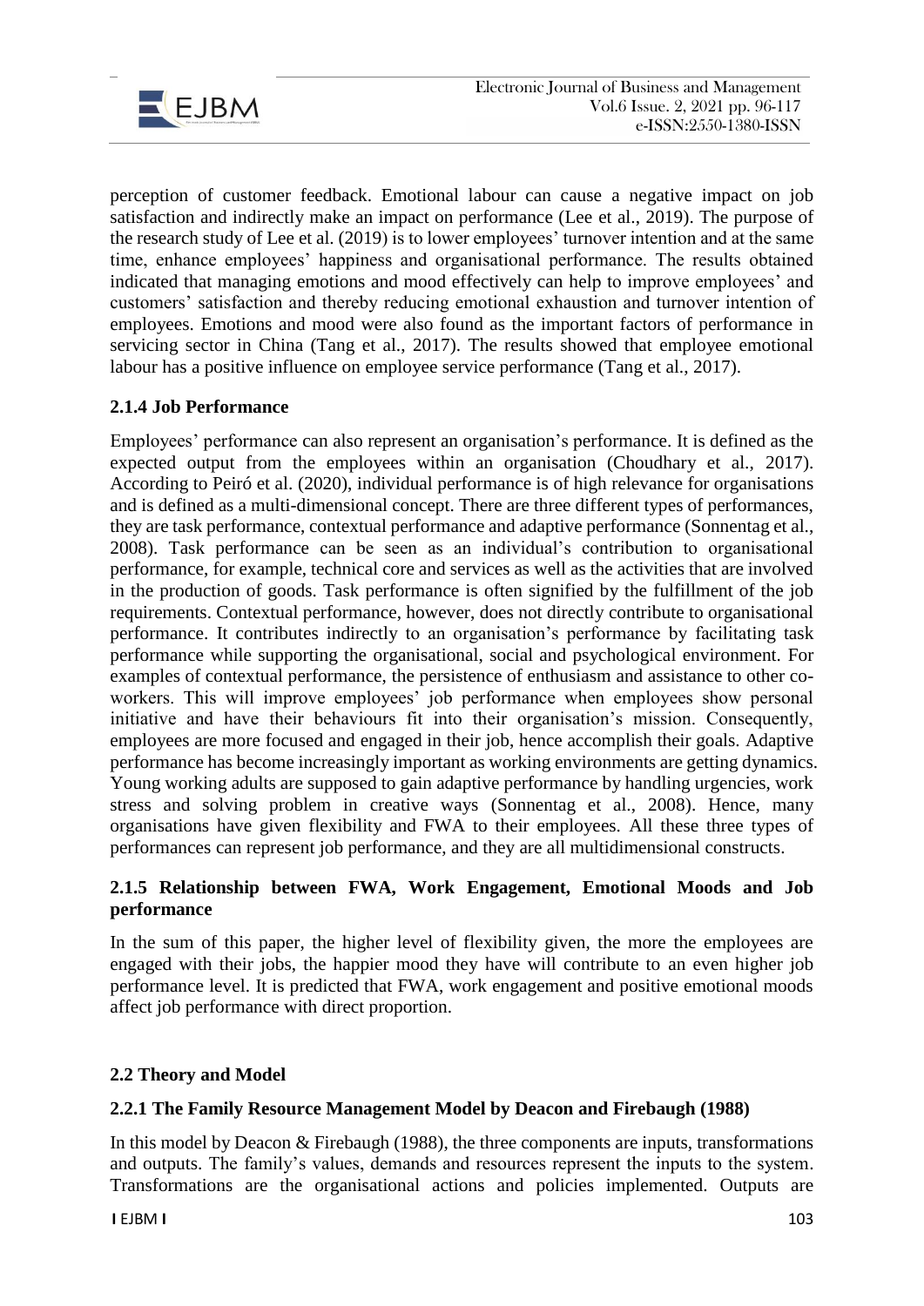perception of customer feedback. Emotional labour can cause a negative impact on job satisfaction and indirectly make an impact on performance (Lee et al., 2019). The purpose of the research study of Lee et al. (2019) is to lower employees' turnover intention and at the same time, enhance employees' happiness and organisational performance. The results obtained indicated that managing emotions and mood effectively can help to improve employees' and customers' satisfaction and thereby reducing emotional exhaustion and turnover intention of employees. Emotions and mood were also found as the important factors of performance in servicing sector in China (Tang et al., 2017). The results showed that employee emotional labour has a positive influence on employee service performance (Tang et al., 2017).

### 2.1.4 Job Performance

Employees' performance can also represent an organisation's performance. It is defined as the expected output from the employees within an organisation (Choudhary et al., 2017). According to Peiró et al. (2020), individual performance is of high relevance for organisations and is defined as a multi-dimensional concept. There are three different types of performances, they are task performance, contextual performance and adaptive performance (Sonnentag et al., 2008). Task performance can be seen as an individual's contribution to organisational performance, for example, technical core and services as well as the activities that are involved in the production of goods. Task performance is often signified by the fulfillment of the job requirements. Contextual performance, however, does not directly contribute to organisational performance. It contributes indirectly to an organisation's performance by facilitating task performance while supporting the organisational, social and psychological environment. For examples of contextual performance, the persistence of enthusiasm and assistance to other co-workers. This will improve employees' job performance when employees show personal initiative and have their behaviours fit into their organisation's mission. Consequently, employees are more focused and engaged in their job, hence accomplish their goals. Adaptive performance has become increasingly important as working environments are getting dynamics. Young working adults are supposed to gain adaptive performance by handling urgencies, work stress and solving problem in creative ways (Sonnentag et al., 2008). Hence, many organisations have given flexibility and FWA to their employees. All these three types of performances can represent job performance, and they are all multidimensional constructs.

### 2.1.5 Relationship between FWA, Work Engagement, Emotional Moods and Job performance

In the sum of this paper, the higher level of flexibility given, the more the employees are engaged with their jobs, the happier mood they have will contribute to an even higher job performance level. It is predicted that FWA, work engagement and positive emotional moods affect job performance with direct proportion.

## 2.2 Theory and Model

### 2.2.1 The Family Resource Management Model by Deacon and Firebaugh (1988)

In this model by Deacon & Firebaugh (1988), the three components are inputs, transformations and outputs. The family's values, demands and resources represent the inputs to the system. Transformations are the organisational actions and policies implemented. Outputs are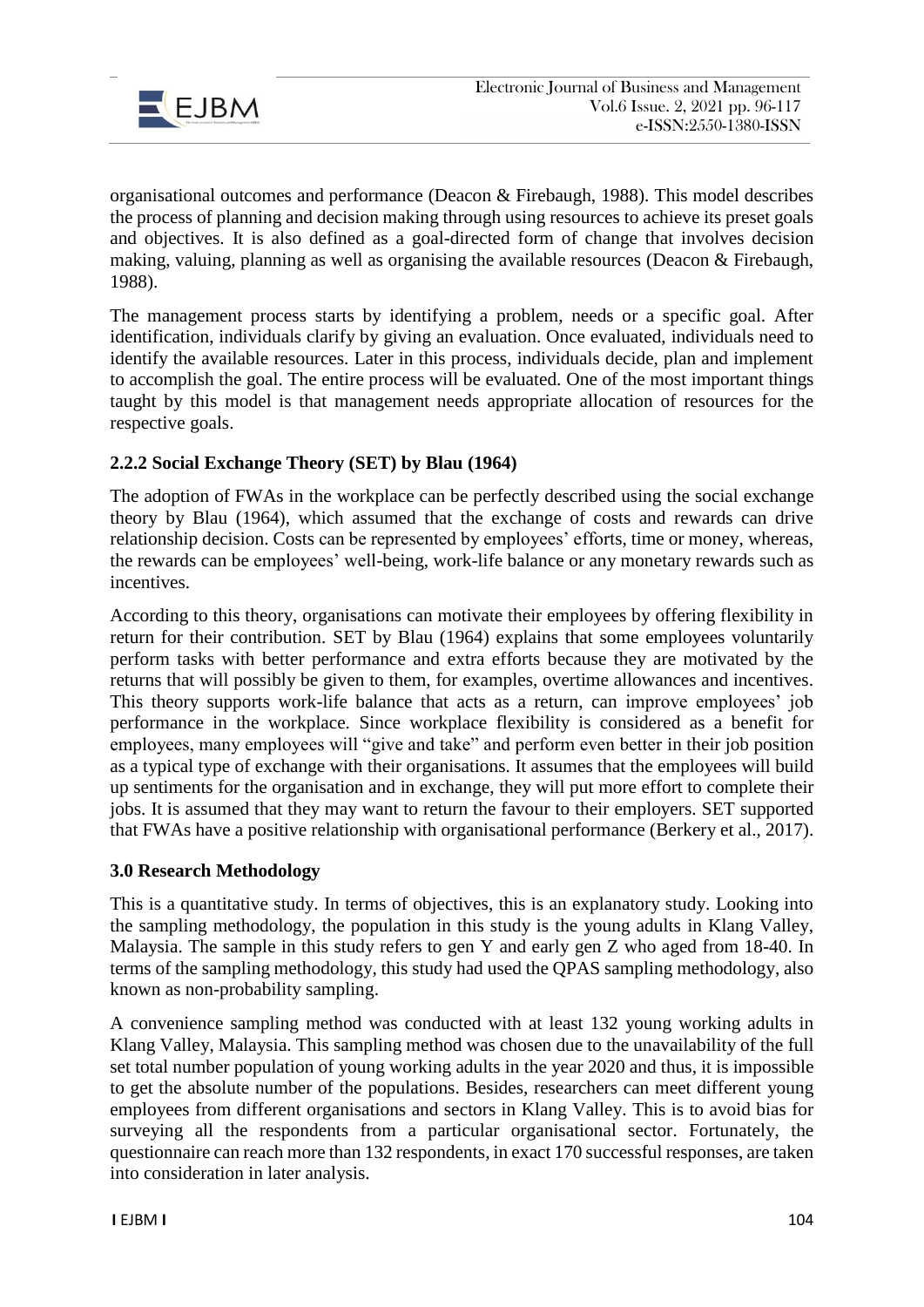organisational outcomes and performance (Deacon & Firebaugh, 1988). This model describes the process of planning and decision making through using resources to achieve its preset goals and objectives. It is also defined as a goal-directed form of change that involves decision making, valuing, planning as well as organising the available resources (Deacon & Firebaugh, 1988).

The management process starts by identifying a problem, needs or a specific goal. After identification, individuals clarify by giving an evaluation. Once evaluated, individuals need to identify the available resources. Later in this process, individuals decide, plan and implement to accomplish the goal. The entire process will be evaluated. One of the most important things taught by this model is that management needs appropriate allocation of resources for the respective goals.

### 2.2.2 Social Exchange Theory (SET) by Blau (1964)

The adoption of FWAs in the workplace can be perfectly described using the social exchange theory by Blau (1964), which assumed that the exchange of costs and rewards can drive relationship decision. Costs can be represented by employees' efforts, time or money, whereas, the rewards can be employees' well-being, work-life balance or any monetary rewards such as incentives.

According to this theory, organisations can motivate their employees by offering flexibility in return for their contribution. SET by Blau (1964) explains that some employees voluntarily perform tasks with better performance and extra efforts because they are motivated by the returns that will possibly be given to them, for examples, overtime allowances and incentives. This theory supports work-life balance that acts as a return, can improve employees' job performance in the workplace. Since workplace flexibility is considered as a benefit for employees, many employees will "give and take" and perform even better in their job position as a typical type of exchange with their organisations. It assumes that the employees will build up sentiments for the organisation and in exchange, they will put more effort to complete their jobs. It is assumed that they may want to return the favour to their employers. SET supported that FWAs have a positive relationship with organisational performance (Berkery et al., 2017).

## 3.0 Research Methodology

This is a quantitative study. In terms of objectives, this is an explanatory study. Looking into the sampling methodology, the population in this study is the young adults in Klang Valley, Malaysia. The sample in this study refers to gen Y and early gen Z who aged from 18-40. In terms of the sampling methodology, this study had used the QPAS sampling methodology, also known as non-probability sampling.

A convenience sampling method was conducted with at least 132 young working adults in Klang Valley, Malaysia. This sampling method was chosen due to the unavailability of the full set total number population of young working adults in the year 2020 and thus, it is impossible to get the absolute number of the populations. Besides, researchers can meet different young employees from different organisations and sectors in Klang Valley. This is to avoid bias for surveying all the respondents from a particular organisational sector. Fortunately, the questionnaire can reach more than 132 respondents, in exact 170 successful responses, are taken into consideration in later analysis.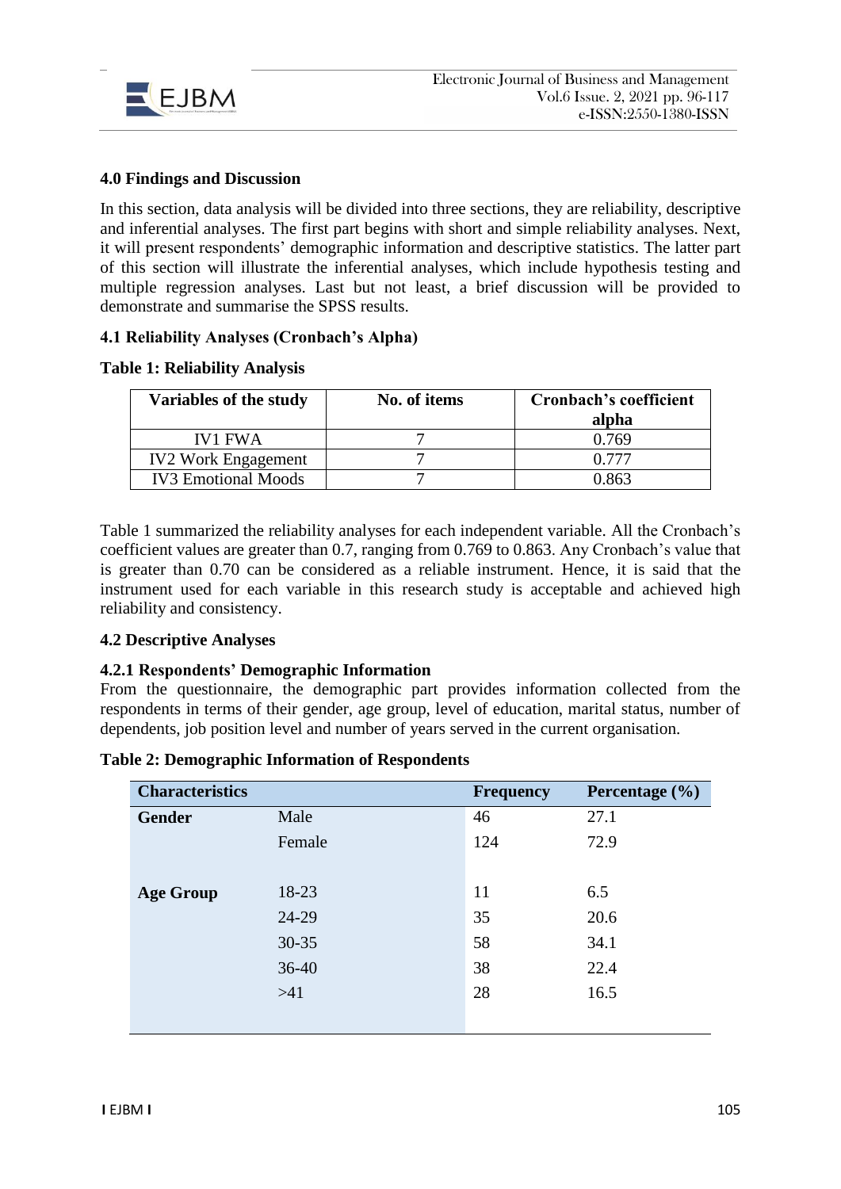## 4.0 Findings and Discussion

In this section, data analysis will be divided into three sections, they are reliability, descriptive and inferential analyses. The first part begins with short and simple reliability analyses. Next, it will present respondents' demographic information and descriptive statistics. The latter part of this section will illustrate the inferential analyses, which include hypothesis testing and multiple regression analyses. Last but not least, a brief discussion will be provided to demonstrate and summarise the SPSS results.

### 4.1 Reliability Analyses (Cronbach's Alpha)

**Table 1: Reliability Analysis**

| Variables of the study | No. of items | Cronbach's coefficient alpha |
|---|---|---|
| IV1 FWA | 7 | 0.769 |
| IV2 Work Engagement | 7 | 0.777 |
| IV3 Emotional Moods | 7 | 0.863 |

Table 1 summarized the reliability analyses for each independent variable. All the Cronbach's coefficient values are greater than 0.7, ranging from 0.769 to 0.863. Any Cronbach's value that is greater than 0.70 can be considered as a reliable instrument. Hence, it is said that the instrument used for each variable in this research study is acceptable and achieved high reliability and consistency.

### 4.2 Descriptive Analyses

#### 4.2.1 Respondents' Demographic Information

From the questionnaire, the demographic part provides information collected from the respondents in terms of their gender, age group, level of education, marital status, number of dependents, job position level and number of years served in the current organisation.

**Table 2: Demographic Information of Respondents**

| Characteristics | | Frequency | Percentage (%) |
|---|---|---|---|
| **Gender** | Male | 46 | 27.1 |
| | Female | 124 | 72.9 |
| **Age Group** | 18-23 | 11 | 6.5 |
| | 24-29 | 35 | 20.6 |
| | 30-35 | 58 | 34.1 |
| | 36-40 | 38 | 22.4 |
| | >41 | 28 | 16.5 |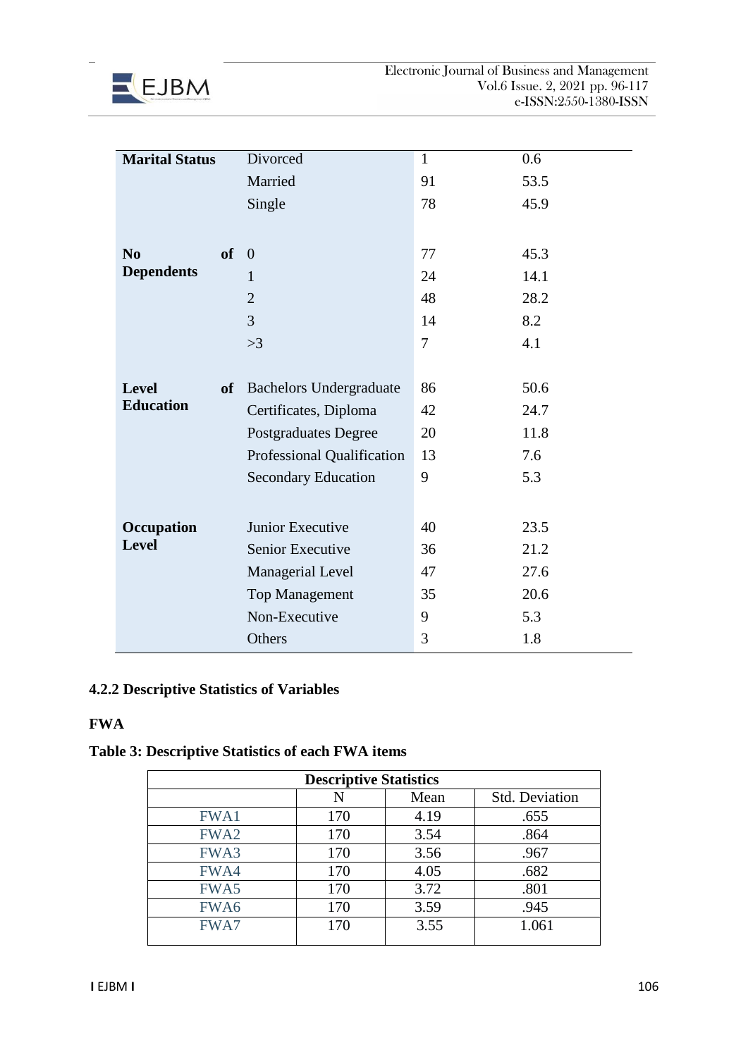| | | | |
|---|---|---|---|
| **Marital Status** | Divorced | 1 | 0.6 |
| | Married | 91 | 53.5 |
| | Single | 78 | 45.9 |
| **No of Dependents** | 0 | 77 | 45.3 |
| | 1 | 24 | 14.1 |
| | 2 | 48 | 28.2 |
| | 3 | 14 | 8.2 |
| | >3 | 7 | 4.1 |
| **Level of Education** | Bachelors Undergraduate | 86 | 50.6 |
| | Certificates, Diploma | 42 | 24.7 |
| | Postgraduates Degree | 20 | 11.8 |
| | Professional Qualification | 13 | 7.6 |
| | Secondary Education | 9 | 5.3 |
| **Occupation Level** | Junior Executive | 40 | 23.5 |
| | Senior Executive | 36 | 21.2 |
| | Managerial Level | 47 | 27.6 |
| | Top Management | 35 | 20.6 |
| | Non-Executive | 9 | 5.3 |
| | Others | 3 | 1.8 |

### 4.2.2 Descriptive Statistics of Variables

**FWA**

**Table 3: Descriptive Statistics of each FWA items**

| Descriptive Statistics | | | |
|---|---|---|---|
| | N | Mean | Std. Deviation |
| FWA1 | 170 | 4.19 | .655 |
| FWA2 | 170 | 3.54 | .864 |
| FWA3 | 170 | 3.56 | .967 |
| FWA4 | 170 | 4.05 | .682 |
| FWA5 | 170 | 3.72 | .801 |
| FWA6 | 170 | 3.59 | .945 |
| FWA7 | 170 | 3.55 | 1.061 |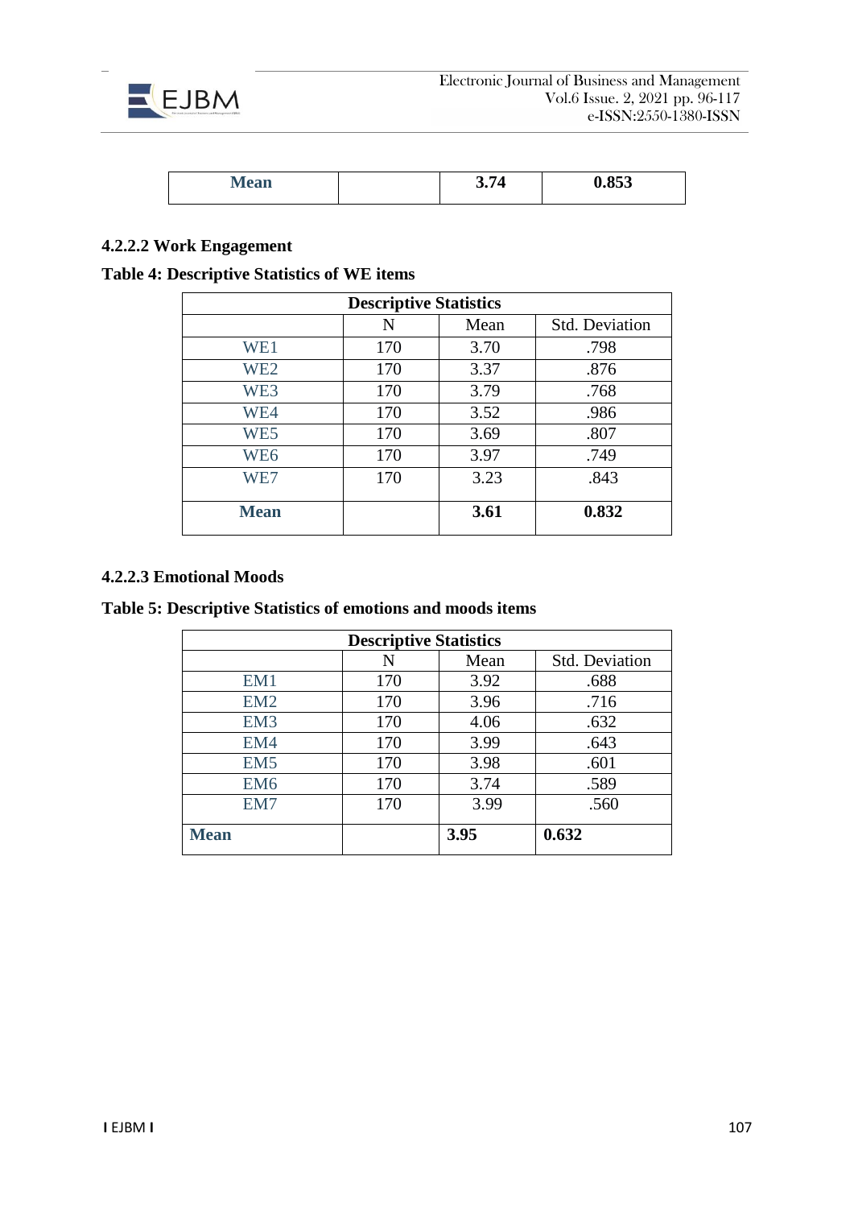| Mean | | 3.74 | 0.853 |
|---|---|---|---|

#### 4.2.2.2 Work Engagement

**Table 4: Descriptive Statistics of WE items**

| Descriptive Statistics | | | |
|---|---|---|---|
| | N | Mean | Std. Deviation |
| WE1 | 170 | 3.70 | .798 |
| WE2 | 170 | 3.37 | .876 |
| WE3 | 170 | 3.79 | .768 |
| WE4 | 170 | 3.52 | .986 |
| WE5 | 170 | 3.69 | .807 |
| WE6 | 170 | 3.97 | .749 |
| WE7 | 170 | 3.23 | .843 |
| **Mean** | | **3.61** | **0.832** |

#### 4.2.2.3 Emotional Moods

**Table 5: Descriptive Statistics of emotions and moods items**

| Descriptive Statistics | | | |
|---|---|---|---|
| | N | Mean | Std. Deviation |
| EM1 | 170 | 3.92 | .688 |
| EM2 | 170 | 3.96 | .716 |
| EM3 | 170 | 4.06 | .632 |
| EM4 | 170 | 3.99 | .643 |
| EM5 | 170 | 3.98 | .601 |
| EM6 | 170 | 3.74 | .589 |
| EM7 | 170 | 3.99 | .560 |
| **Mean** | | **3.95** | **0.632** |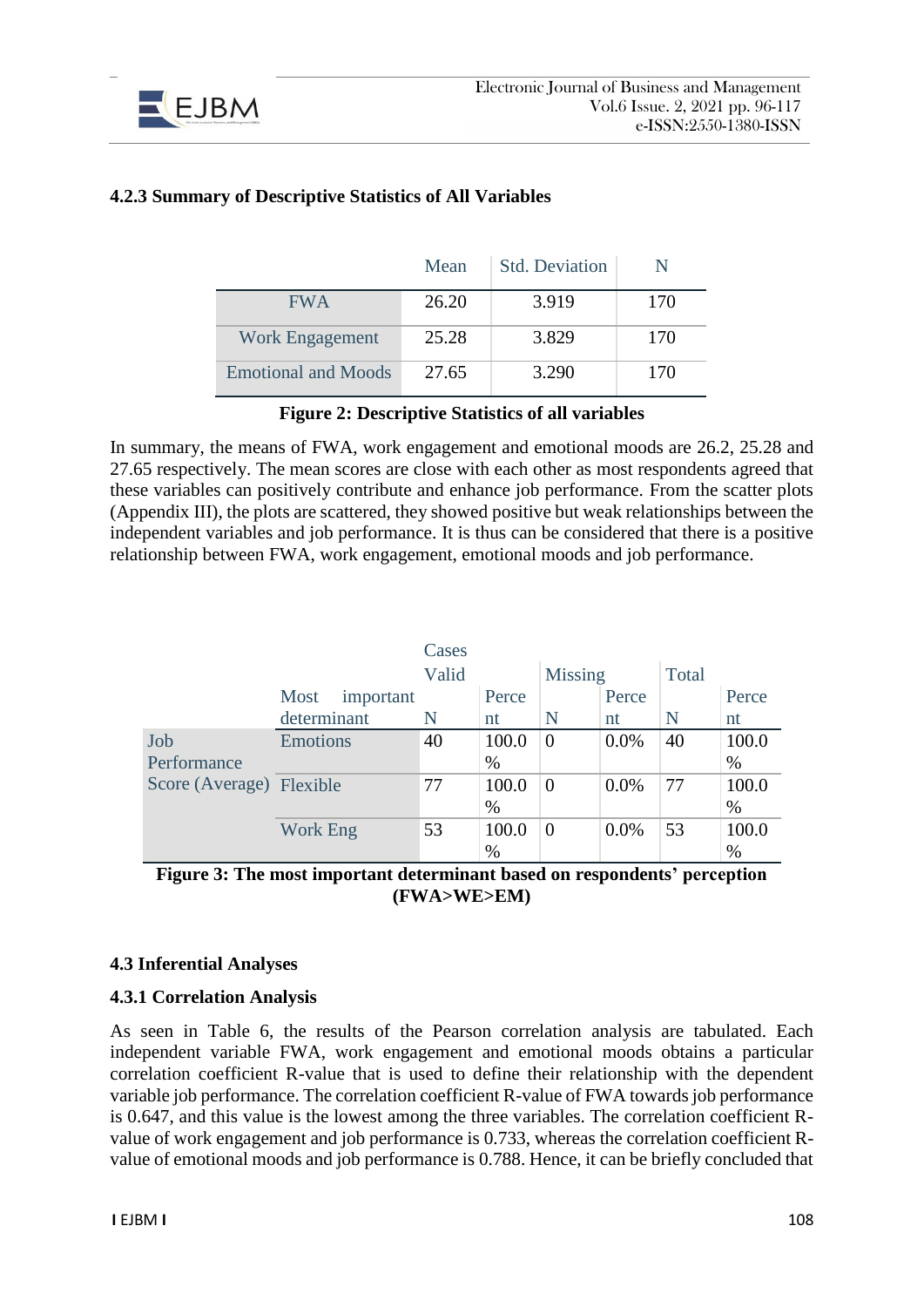#### 4.2.3 Summary of Descriptive Statistics of All Variables

| | Mean | Std. Deviation | N |
|---|---|---|---|
| FWA | 26.20 | 3.919 | 170 |
| Work Engagement | 25.28 | 3.829 | 170 |
| Emotional and Moods | 27.65 | 3.290 | 170 |

**Figure 2: Descriptive Statistics of all variables**

In summary, the means of FWA, work engagement and emotional moods are 26.2, 25.28 and 27.65 respectively. The mean scores are close with each other as most respondents agreed that these variables can positively contribute and enhance job performance. From the scatter plots (Appendix III), the plots are scattered, they showed positive but weak relationships between the independent variables and job performance. It is thus can be considered that there is a positive relationship between FWA, work engagement, emotional moods and job performance.

| | | Cases | | | | | |
|---|---|---|---|---|---|---|---|
| | | Valid | | Missing | | Total | |
| | Most important determinant | N | Percent | N | Percent | N | Percent |
| Job Performance Score (Average) | Emotions | 40 | 100.0% | 0 | 0.0% | 40 | 100.0% |
| | Flexible | 77 | 100.0% | 0 | 0.0% | 77 | 100.0% |
| | Work Eng | 53 | 100.0% | 0 | 0.0% | 53 | 100.0% |

**Figure 3: The most important determinant based on respondents' perception (FWA>WE>EM)**

### 4.3 Inferential Analyses

#### 4.3.1 Correlation Analysis

As seen in Table 6, the results of the Pearson correlation analysis are tabulated. Each independent variable FWA, work engagement and emotional moods obtains a particular correlation coefficient R-value that is used to define their relationship with the dependent variable job performance. The correlation coefficient R-value of FWA towards job performance is 0.647, and this value is the lowest among the three variables. The correlation coefficient R-value of work engagement and job performance is 0.733, whereas the correlation coefficient R-value of emotional moods and job performance is 0.788. Hence, it can be briefly concluded that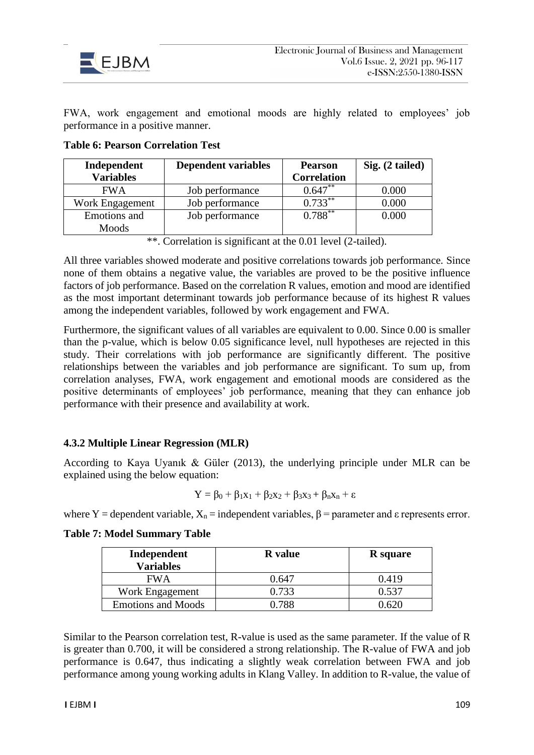FWA, work engagement and emotional moods are highly related to employees' job performance in a positive manner.

**Table 6: Pearson Correlation Test**

| Independent Variables | Dependent variables | Pearson Correlation | Sig. (2 tailed) |
|---|---|---|---|
| FWA | Job performance | 0.647** | 0.000 |
| Work Engagement | Job performance | 0.733** | 0.000 |
| Emotions and Moods | Job performance | 0.788** | 0.000 |

**. Correlation is significant at the 0.01 level (2-tailed).

All three variables showed moderate and positive correlations towards job performance. Since none of them obtains a negative value, the variables are proved to be the positive influence factors of job performance. Based on the correlation R values, emotion and mood are identified as the most important determinant towards job performance because of its highest R values among the independent variables, followed by work engagement and FWA.

Furthermore, the significant values of all variables are equivalent to 0.00. Since 0.00 is smaller than the p-value, which is below 0.05 significance level, null hypotheses are rejected in this study. Their correlations with job performance are significantly different. The positive relationships between the variables and job performance are significant. To sum up, from correlation analyses, FWA, work engagement and emotional moods are considered as the positive determinants of employees' job performance, meaning that they can enhance job performance with their presence and availability at work.

### 4.3.2 Multiple Linear Regression (MLR)

According to Kaya Uyanık & Güler (2013), the underlying principle under MLR can be explained using the below equation:

$$Y = \beta_0 + \beta_1 x_1 + \beta_2 x_2 + \beta_3 x_3 + \beta_n x_n + \varepsilon$$

where Y = dependent variable, $X_n$ = independent variables, $\beta$ = parameter and $\varepsilon$ represents error.

**Table 7: Model Summary Table**

| Independent Variables | R value | R square |
|---|---|---|
| FWA | 0.647 | 0.419 |
| Work Engagement | 0.733 | 0.537 |
| Emotions and Moods | 0.788 | 0.620 |

Similar to the Pearson correlation test, R-value is used as the same parameter. If the value of R is greater than 0.700, it will be considered a strong relationship. The R-value of FWA and job performance is 0.647, thus indicating a slightly weak correlation between FWA and job performance among young working adults in Klang Valley. In addition to R-value, the value of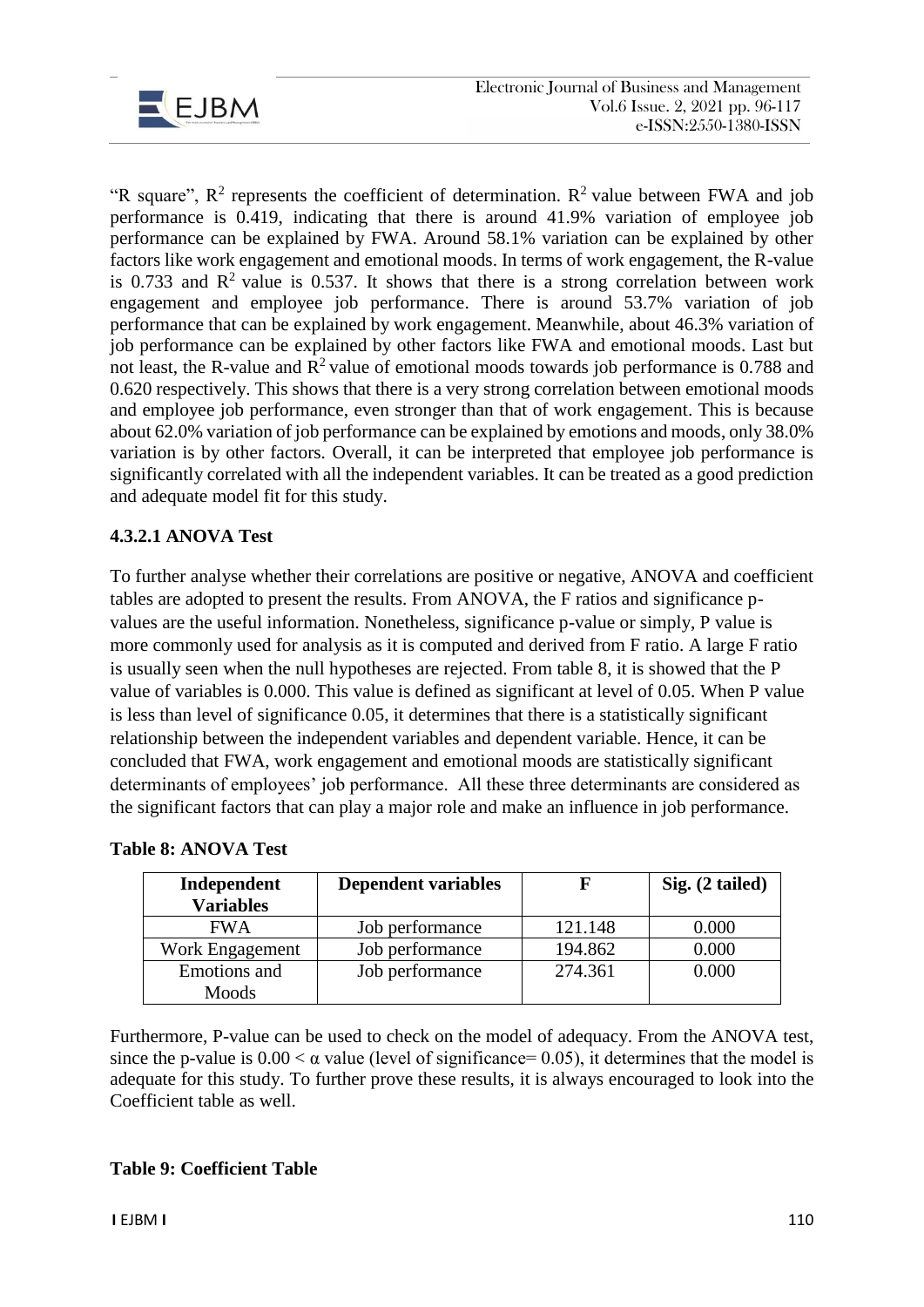"R square", $R^2$ represents the coefficient of determination. $R^2$ value between FWA and job performance is 0.419, indicating that there is around 41.9% variation of employee job performance can be explained by FWA. Around 58.1% variation can be explained by other factors like work engagement and emotional moods. In terms of work engagement, the R-value is 0.733 and $R^2$ value is 0.537. It shows that there is a strong correlation between work engagement and employee job performance. There is around 53.7% variation of job performance that can be explained by work engagement. Meanwhile, about 46.3% variation of job performance can be explained by other factors like FWA and emotional moods. Last but not least, the R-value and $R^2$ value of emotional moods towards job performance is 0.788 and 0.620 respectively. This shows that there is a very strong correlation between emotional moods and employee job performance, even stronger than that of work engagement. This is because about 62.0% variation of job performance can be explained by emotions and moods, only 38.0% variation is by other factors. Overall, it can be interpreted that employee job performance is significantly correlated with all the independent variables. It can be treated as a good prediction and adequate model fit for this study.

#### 4.3.2.1 ANOVA Test

To further analyse whether their correlations are positive or negative, ANOVA and coefficient tables are adopted to present the results. From ANOVA, the F ratios and significance p-values are the useful information. Nonetheless, significance p-value or simply, P value is more commonly used for analysis as it is computed and derived from F ratio. A large F ratio is usually seen when the null hypotheses are rejected. From table 8, it is showed that the P value of variables is 0.000. This value is defined as significant at level of 0.05. When P value is less than level of significance 0.05, it determines that there is a statistically significant relationship between the independent variables and dependent variable. Hence, it can be concluded that FWA, work engagement and emotional moods are statistically significant determinants of employees' job performance. All these three determinants are considered as the significant factors that can play a major role and make an influence in job performance.

**Table 8: ANOVA Test**

| Independent Variables | Dependent variables | F | Sig. (2 tailed) |
|---|---|---|---|
| FWA | Job performance | 121.148 | 0.000 |
| Work Engagement | Job performance | 194.862 | 0.000 |
| Emotions and Moods | Job performance | 274.361 | 0.000 |

Furthermore, P-value can be used to check on the model of adequacy. From the ANOVA test, since the p-value is $0.00 < \alpha$ value (level of significance= 0.05), it determines that the model is adequate for this study. To further prove these results, it is always encouraged to look into the Coefficient table as well.

**Table 9: Coefficient Table**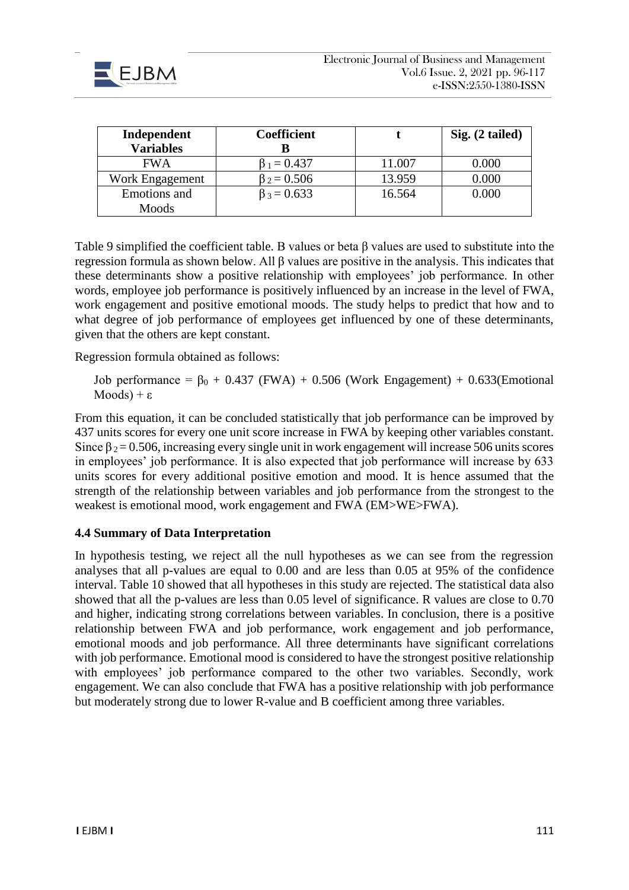| Independent Variables | Coefficient B | t | Sig. (2 tailed) |
| --- | --- | --- | --- |
| FWA | $\beta_1 = 0.437$ | 11.007 | 0.000 |
| Work Engagement | $\beta_2 = 0.506$ | 13.959 | 0.000 |
| Emotions and Moods | $\beta_3 = 0.633$ | 16.564 | 0.000 |

Table 9 simplified the coefficient table. B values or beta β values are used to substitute into the regression formula as shown below. All β values are positive in the analysis. This indicates that these determinants show a positive relationship with employees' job performance. In other words, employee job performance is positively influenced by an increase in the level of FWA, work engagement and positive emotional moods. The study helps to predict that how and to what degree of job performance of employees get influenced by one of these determinants, given that the others are kept constant.

Regression formula obtained as follows:

Job performance = $\beta_0$ + 0.437 (FWA) + 0.506 (Work Engagement) + 0.633(Emotional Moods) + ε

From this equation, it can be concluded statistically that job performance can be improved by 437 units scores for every one unit score increase in FWA by keeping other variables constant. Since $\beta_2 = 0.506$, increasing every single unit in work engagement will increase 506 units scores in employees' job performance. It is also expected that job performance will increase by 633 units scores for every additional positive emotion and mood. It is hence assumed that the strength of the relationship between variables and job performance from the strongest to the weakest is emotional mood, work engagement and FWA (EM>WE>FWA).

### 4.4 Summary of Data Interpretation

In hypothesis testing, we reject all the null hypotheses as we can see from the regression analyses that all p-values are equal to 0.00 and are less than 0.05 at 95% of the confidence interval. Table 10 showed that all hypotheses in this study are rejected. The statistical data also showed that all the p-values are less than 0.05 level of significance. R values are close to 0.70 and higher, indicating strong correlations between variables. In conclusion, there is a positive relationship between FWA and job performance, work engagement and job performance, emotional moods and job performance. All three determinants have significant correlations with job performance. Emotional mood is considered to have the strongest positive relationship with employees' job performance compared to the other two variables. Secondly, work engagement. We can also conclude that FWA has a positive relationship with job performance but moderately strong due to lower R-value and B coefficient among three variables.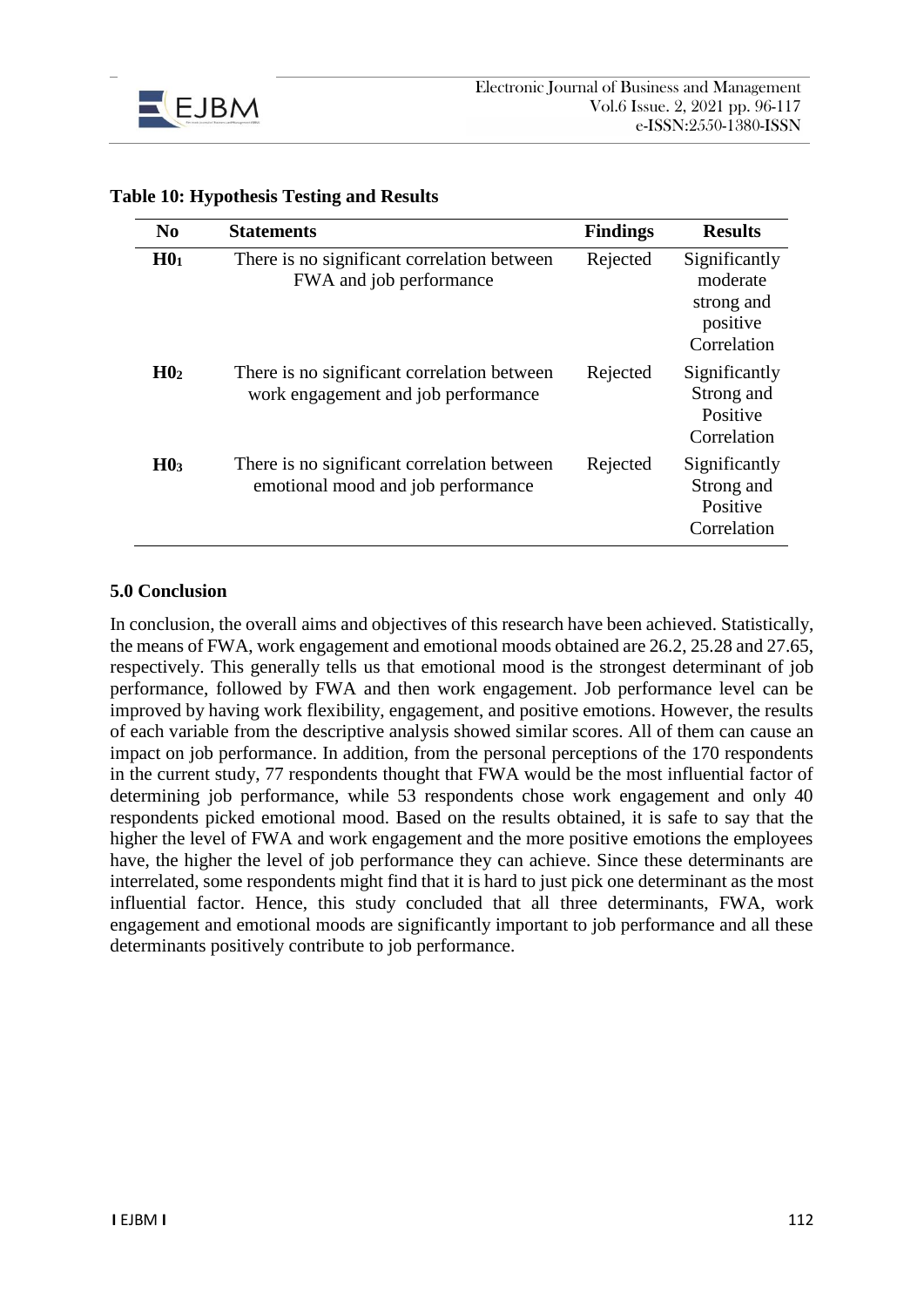**Table 10: Hypothesis Testing and Results**

| No | Statements | Findings | Results |
|---|---|---|---|
| **$H0_1$** | There is no significant correlation between FWA and job performance | Rejected | Significantly moderate strong and positive Correlation |
| **$H0_2$** | There is no significant correlation between work engagement and job performance | Rejected | Significantly Strong and Positive Correlation |
| **$H0_3$** | There is no significant correlation between emotional mood and job performance | Rejected | Significantly Strong and Positive Correlation |

## 5.0 Conclusion

In conclusion, the overall aims and objectives of this research have been achieved. Statistically, the means of FWA, work engagement and emotional moods obtained are 26.2, 25.28 and 27.65, respectively. This generally tells us that emotional mood is the strongest determinant of job performance, followed by FWA and then work engagement. Job performance level can be improved by having work flexibility, engagement, and positive emotions. However, the results of each variable from the descriptive analysis showed similar scores. All of them can cause an impact on job performance. In addition, from the personal perceptions of the 170 respondents in the current study, 77 respondents thought that FWA would be the most influential factor of determining job performance, while 53 respondents chose work engagement and only 40 respondents picked emotional mood. Based on the results obtained, it is safe to say that the higher the level of FWA and work engagement and the more positive emotions the employees have, the higher the level of job performance they can achieve. Since these determinants are interrelated, some respondents might find that it is hard to just pick one determinant as the most influential factor. Hence, this study concluded that all three determinants, FWA, work engagement and emotional moods are significantly important to job performance and all these determinants positively contribute to job performance.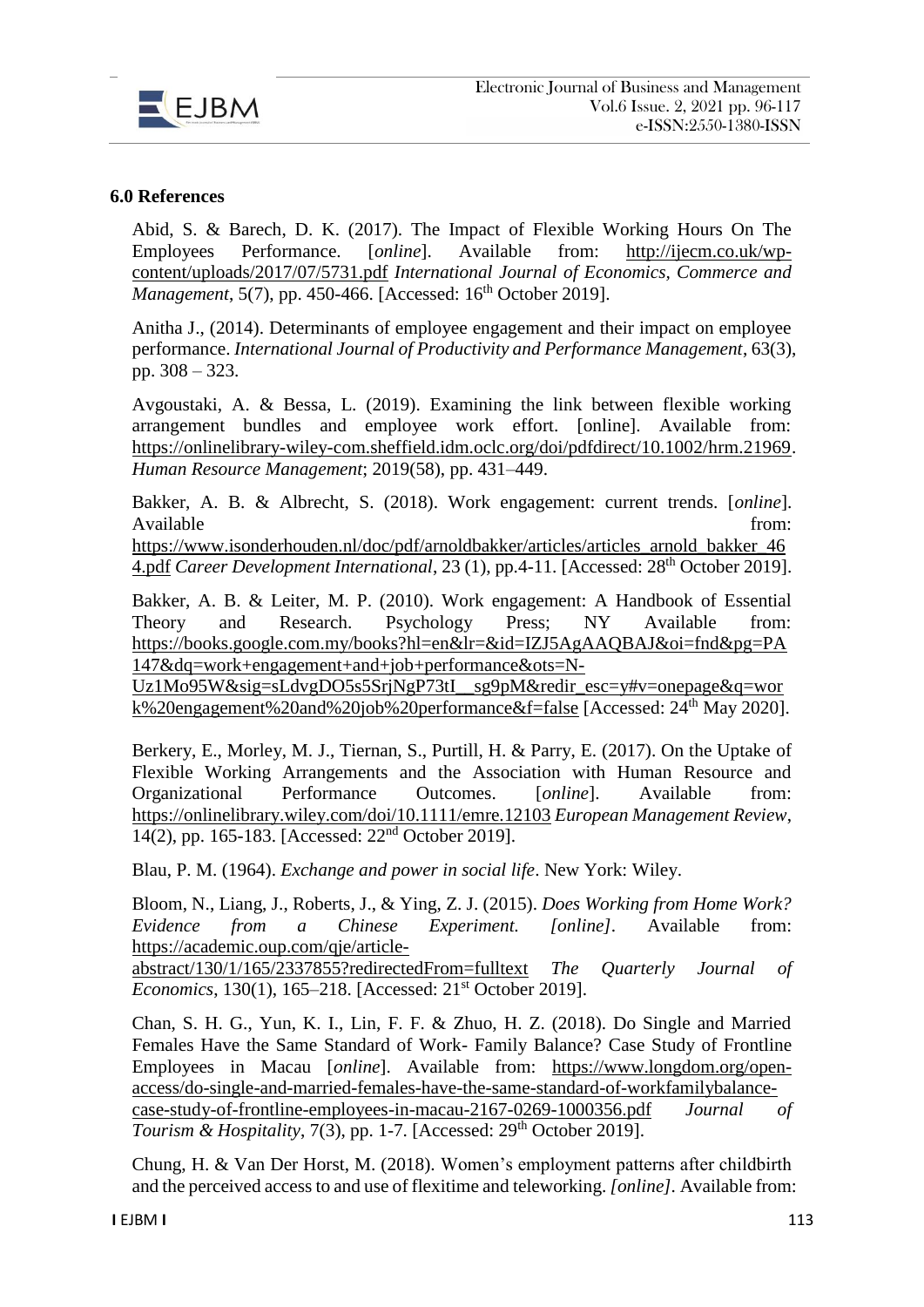## 6.0 References

Abid, S. & Barech, D. K. (2017). The Impact of Flexible Working Hours On The Employees Performance. [*online*]. Available from: http://ijecm.co.uk/wp-content/uploads/2017/07/5731.pdf *International Journal of Economics, Commerce and Management*, 5(7), pp. 450-466. [Accessed: 16th October 2019].

Anitha J., (2014). Determinants of employee engagement and their impact on employee performance. *International Journal of Productivity and Performance Management*, 63(3), pp. 308 – 323.

Avgoustaki, A. & Bessa, L. (2019). Examining the link between flexible working arrangement bundles and employee work effort. [online]. Available from: https://onlinelibrary-wiley-com.sheffield.idm.oclc.org/doi/pdfdirect/10.1002/hrm.21969. *Human Resource Management*; 2019(58), pp. 431–449.

Bakker, A. B. & Albrecht, S. (2018). Work engagement: current trends. [*online*]. Available from: https://www.isonderhouden.nl/doc/pdf/arnoldbakker/articles/articles_arnold_bakker_464.pdf *Career Development International*, 23 (1), pp.4-11. [Accessed: 28th October 2019].

Bakker, A. B. & Leiter, M. P. (2010). Work engagement: A Handbook of Essential Theory and Research. Psychology Press; NY Available from: https://books.google.com.my/books?hl=en&lr=&id=IZJ5AgAAQBAJ&oi=fnd&pg=PA147&dq=work+engagement+and+job+performance&ots=N-Uz1Mo95W&sig=sLdvgDO5s5SrjNgP73tI__sg9pM&redir_esc=y#v=onepage&q=work%20engagement%20and%20job%20performance&f=false [Accessed: 24th May 2020].

Berkery, E., Morley, M. J., Tiernan, S., Purtill, H. & Parry, E. (2017). On the Uptake of Flexible Working Arrangements and the Association with Human Resource and Organizational Performance Outcomes. [*online*]. Available from: https://onlinelibrary.wiley.com/doi/10.1111/emre.12103 *European Management Review*, 14(2), pp. 165-183. [Accessed: 22nd October 2019].

Blau, P. M. (1964). *Exchange and power in social life*. New York: Wiley.

Bloom, N., Liang, J., Roberts, J., & Ying, Z. J. (2015). *Does Working from Home Work? Evidence from a Chinese Experiment. [online]*. Available from: https://academic.oup.com/qje/article-abstract/130/1/165/2337855?redirectedFrom=fulltext *The Quarterly Journal of Economics*, 130(1), 165–218. [Accessed: 21st October 2019].

Chan, S. H. G., Yun, K. I., Lin, F. F. & Zhuo, H. Z. (2018). Do Single and Married Females Have the Same Standard of Work- Family Balance? Case Study of Frontline Employees in Macau [*online*]. Available from: https://www.longdom.org/open-access/do-single-and-married-females-have-the-same-standard-of-workfamilybalance-case-study-of-frontline-employees-in-macau-2167-0269-1000356.pdf *Journal of Tourism & Hospitality*, 7(3), pp. 1-7. [Accessed: 29th October 2019].

Chung, H. & Van Der Horst, M. (2018). Women's employment patterns after childbirth and the perceived access to and use of flexitime and teleworking. *[online]*. Available from: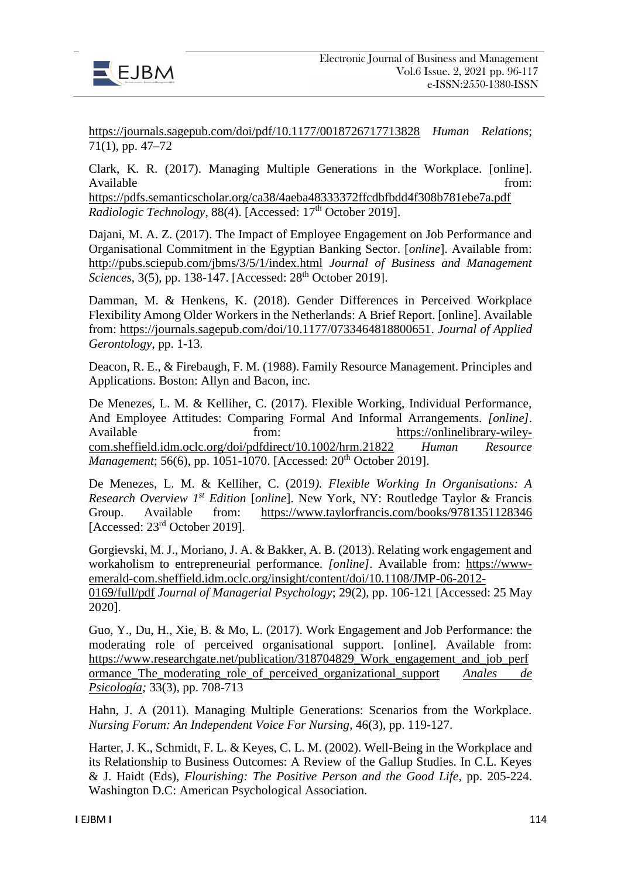https://journals.sagepub.com/doi/pdf/10.1177/0018726717713828 *Human Relations*; 71(1), pp. 47–72

Clark, K. R. (2017). Managing Multiple Generations in the Workplace. [online]. Available from: https://pdfs.semanticscholar.org/ca38/4aeba48333372ffcdbfbdd4f308b781ebe7a.pdf *Radiologic Technology*, 88(4). [Accessed: 17th October 2019].

Dajani, M. A. Z. (2017). The Impact of Employee Engagement on Job Performance and Organisational Commitment in the Egyptian Banking Sector. [*online*]. Available from: http://pubs.sciepub.com/jbms/3/5/1/index.html *Journal of Business and Management Sciences*, 3(5), pp. 138-147. [Accessed: 28th October 2019].

Damman, M. & Henkens, K. (2018). Gender Differences in Perceived Workplace Flexibility Among Older Workers in the Netherlands: A Brief Report. [online]. Available from: https://journals.sagepub.com/doi/10.1177/0733464818800651. *Journal of Applied Gerontology*, pp. 1-13.

Deacon, R. E., & Firebaugh, F. M. (1988). Family Resource Management. Principles and Applications. Boston: Allyn and Bacon, inc.

De Menezes, L. M. & Kelliher, C. (2017). Flexible Working, Individual Performance, And Employee Attitudes: Comparing Formal And Informal Arrangements. *[online]*. Available from: https://onlinelibrary-wiley-com.sheffield.idm.oclc.org/doi/pdfdirect/10.1002/hrm.21822 *Human Resource Management*; 56(6), pp. 1051-1070. [Accessed: 20th October 2019].

De Menezes, L. M. & Kelliher, C. (2019). *Flexible Working In Organisations: A Research Overview 1st Edition* [*online*]. New York, NY: Routledge Taylor & Francis Group. Available from: https://www.taylorfrancis.com/books/9781351128346 [Accessed: 23rd October 2019].

Gorgievski, M. J., Moriano, J. A. & Bakker, A. B. (2013). Relating work engagement and workaholism to entrepreneurial performance. *[online]*. Available from: https://www-emerald-com.sheffield.idm.oclc.org/insight/content/doi/10.1108/JMP-06-2012-0169/full/pdf *Journal of Managerial Psychology*; 29(2), pp. 106-121 [Accessed: 25 May 2020].

Guo, Y., Du, H., Xie, B. & Mo, L. (2017). Work Engagement and Job Performance: the moderating role of perceived organisational support. [online]. Available from: https://www.researchgate.net/publication/318704829_Work_engagement_and_job_performance_The_moderating_role_of_perceived_organizational_support *Anales de Psicología;* 33(3), pp. 708-713

Hahn, J. A (2011). Managing Multiple Generations: Scenarios from the Workplace. *Nursing Forum: An Independent Voice For Nursing*, 46(3), pp. 119-127.

Harter, J. K., Schmidt, F. L. & Keyes, C. L. M. (2002). Well-Being in the Workplace and its Relationship to Business Outcomes: A Review of the Gallup Studies. In C.L. Keyes & J. Haidt (Eds), *Flourishing: The Positive Person and the Good Life*, pp. 205-224. Washington D.C: American Psychological Association.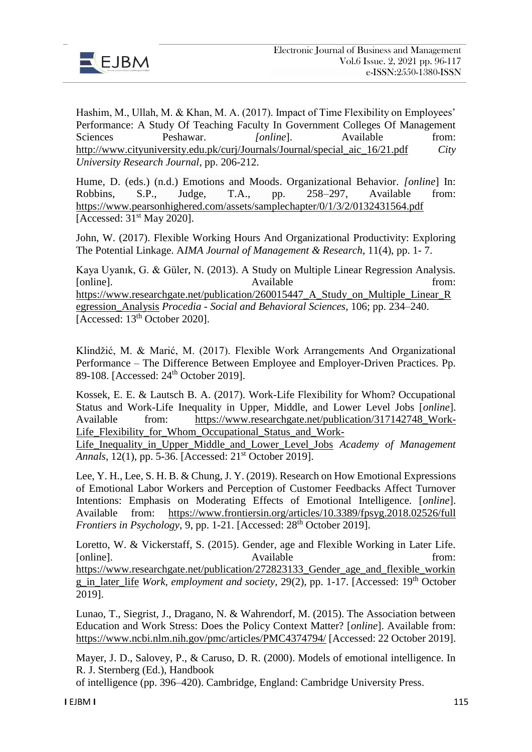Hashim, M., Ullah, M. & Khan, M. A. (2017). Impact of Time Flexibility on Employees' Performance: A Study Of Teaching Faculty In Government Colleges Of Management Sciences Peshawar. *[online]*. Available from: http://www.cityuniversity.edu.pk/curj/Journals/Journal/special_aic_16/21.pdf *City University Research Journal*, pp. 206-212.

Hume, D. (eds.) (n.d.) Emotions and Moods. Organizational Behavior. *[online]* In: Robbins, S.P., Judge, T.A., pp. 258–297, Available from: https://www.pearsonhighered.com/assets/samplechapter/0/1/3/2/0132431564.pdf [Accessed: 31st May 2020].

John, W. (2017). Flexible Working Hours And Organizational Productivity: Exploring The Potential Linkage. A*IMA Journal of Management & Research*, 11(4), pp. 1- 7.

Kaya Uyanık, G. & Güler, N. (2013). A Study on Multiple Linear Regression Analysis. [online]. Available from: https://www.researchgate.net/publication/260015447_A_Study_on_Multiple_Linear_Regression_Analysis *Procedia - Social and Behavioral Sciences*, 106; pp. 234–240. [Accessed: 13th October 2020].

Klindžić, M. & Marić, M. (2017). Flexible Work Arrangements And Organizational Performance – The Difference Between Employee and Employer-Driven Practices. Pp. 89-108. [Accessed: 24th October 2019].

Kossek, E. E. & Lautsch B. A. (2017). Work-Life Flexibility for Whom? Occupational Status and Work-Life Inequality in Upper, Middle, and Lower Level Jobs [*online*]. Available from: https://www.researchgate.net/publication/317142748_Work-Life_Flexibility_for_Whom_Occupational_Status_and_Work-Life_Inequality_in_Upper_Middle_and_Lower_Level_Jobs *Academy of Management Annals*, 12(1), pp. 5-36. [Accessed: 21st October 2019].

Lee, Y. H., Lee, S. H. B. & Chung, J. Y. (2019). Research on How Emotional Expressions of Emotional Labor Workers and Perception of Customer Feedbacks Affect Turnover Intentions: Emphasis on Moderating Effects of Emotional Intelligence. [*online*]. Available from: https://www.frontiersin.org/articles/10.3389/fpsyg.2018.02526/full *Frontiers in Psychology*, 9, pp. 1-21. [Accessed: 28th October 2019].

Loretto, W. & Vickerstaff, S. (2015). Gender, age and Flexible Working in Later Life. [online]. Available from: https://www.researchgate.net/publication/272823133_Gender_age_and_flexible_working_in_later_life *Work, employment and society*, 29(2), pp. 1-17. [Accessed: 19th October 2019].

Lunao, T., Siegrist, J., Dragano, N. & Wahrendorf, M. (2015). The Association between Education and Work Stress: Does the Policy Context Matter? [*online*]. Available from: https://www.ncbi.nlm.nih.gov/pmc/articles/PMC4374794/ [Accessed: 22 October 2019].

Mayer, J. D., Salovey, P., & Caruso, D. R. (2000). Models of emotional intelligence. In R. J. Sternberg (Ed.), Handbook
of intelligence (pp. 396–420). Cambridge, England: Cambridge University Press.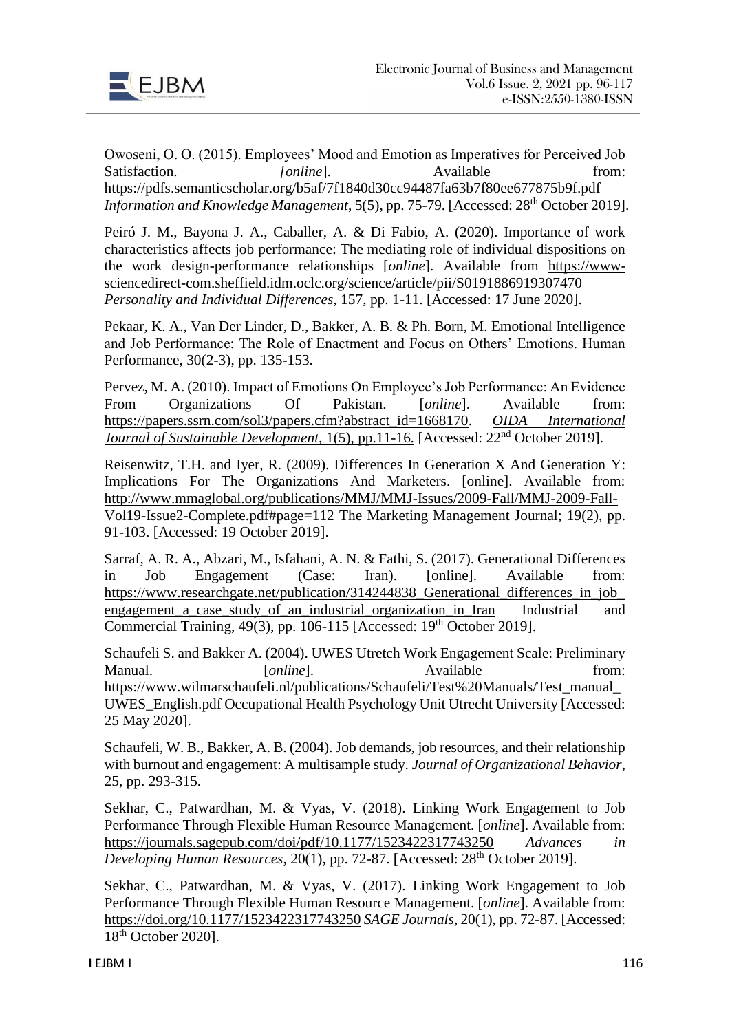Owoseni, O. O. (2015). Employees' Mood and Emotion as Imperatives for Perceived Job Satisfaction. *[online*]. Available from: https://pdfs.semanticscholar.org/b5af/7f1840d30cc94487fa63b7f80ee677875b9f.pdf *Information and Knowledge Management*, 5(5), pp. 75-79. [Accessed: 28th October 2019].

Peiró J. M., Bayona J. A., Caballer, A. & Di Fabio, A. (2020). Importance of work characteristics affects job performance: The mediating role of individual dispositions on the work design-performance relationships [*online*]. Available from https://www-sciencedirect-com.sheffield.idm.oclc.org/science/article/pii/S0191886919307470 *Personality and Individual Differences*, 157, pp. 1-11. [Accessed: 17 June 2020].

Pekaar, K. A., Van Der Linder, D., Bakker, A. B. & Ph. Born, M. Emotional Intelligence and Job Performance: The Role of Enactment and Focus on Others' Emotions. Human Performance, 30(2-3), pp. 135-153.

Pervez, M. A. (2010). Impact of Emotions On Employee's Job Performance: An Evidence From Organizations Of Pakistan. [*online*]. Available from: https://papers.ssrn.com/sol3/papers.cfm?abstract_id=1668170. *OIDA International Journal of Sustainable Development*, 1(5), pp.11-16. [Accessed: 22nd October 2019].

Reisenwitz, T.H. and Iyer, R. (2009). Differences In Generation X And Generation Y: Implications For The Organizations And Marketers. [online]. Available from: http://www.mmaglobal.org/publications/MMJ/MMJ-Issues/2009-Fall/MMJ-2009-Fall-Vol19-Issue2-Complete.pdf#page=112 The Marketing Management Journal; 19(2), pp. 91-103. [Accessed: 19 October 2019].

Sarraf, A. R. A., Abzari, M., Isfahani, A. N. & Fathi, S. (2017). Generational Differences in Job Engagement (Case: Iran). [online]. Available from: https://www.researchgate.net/publication/314244838_Generational_differences_in_job_engagement_a_case_study_of_an_industrial_organization_in_Iran Industrial and Commercial Training, 49(3), pp. 106-115 [Accessed: 19th October 2019].

Schaufeli S. and Bakker A. (2004). UWES Utretch Work Engagement Scale: Preliminary Manual. [*online*]. Available from: https://www.wilmarschaufeli.nl/publications/Schaufeli/Test%20Manuals/Test_manual_UWES_English.pdf Occupational Health Psychology Unit Utrecht University [Accessed: 25 May 2020].

Schaufeli, W. B., Bakker, A. B. (2004). Job demands, job resources, and their relationship with burnout and engagement: A multisample study. *Journal of Organizational Behavior*, 25, pp. 293-315.

Sekhar, C., Patwardhan, M. & Vyas, V. (2018). Linking Work Engagement to Job Performance Through Flexible Human Resource Management. [*online*]. Available from: https://journals.sagepub.com/doi/pdf/10.1177/1523422317743250 *Advances in Developing Human Resources*, 20(1), pp. 72-87. [Accessed: 28th October 2019].

Sekhar, C., Patwardhan, M. & Vyas, V. (2017). Linking Work Engagement to Job Performance Through Flexible Human Resource Management. [*online*]. Available from: https://doi.org/10.1177/1523422317743250 *SAGE Journals*, 20(1), pp. 72-87. [Accessed: 18th October 2020].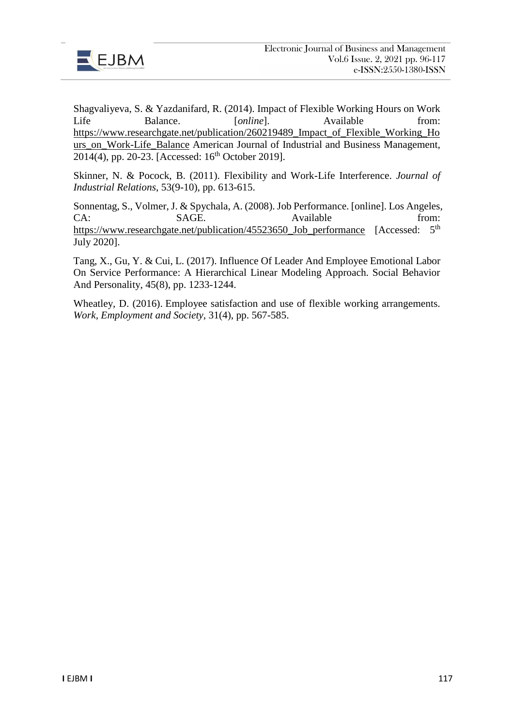Shagvaliyeva, S. & Yazdanifard, R. (2014). Impact of Flexible Working Hours on Work Life Balance. [*online*]. Available from: https://www.researchgate.net/publication/260219489_Impact_of_Flexible_Working_Hours_on_Work-Life_Balance American Journal of Industrial and Business Management, 2014(4), pp. 20-23. [Accessed: 16th October 2019].

Skinner, N. & Pocock, B. (2011). Flexibility and Work-Life Interference. *Journal of Industrial Relations*, 53(9-10), pp. 613-615.

Sonnentag, S., Volmer, J. & Spychala, A. (2008). Job Performance. [online]. Los Angeles, CA: SAGE. Available from: https://www.researchgate.net/publication/45523650_Job_performance [Accessed: 5th July 2020].

Tang, X., Gu, Y. & Cui, L. (2017). Influence Of Leader And Employee Emotional Labor On Service Performance: A Hierarchical Linear Modeling Approach. Social Behavior And Personality, 45(8), pp. 1233-1244.

Wheatley, D. (2016). Employee satisfaction and use of flexible working arrangements. *Work, Employment and Society*, 31(4), pp. 567-585.